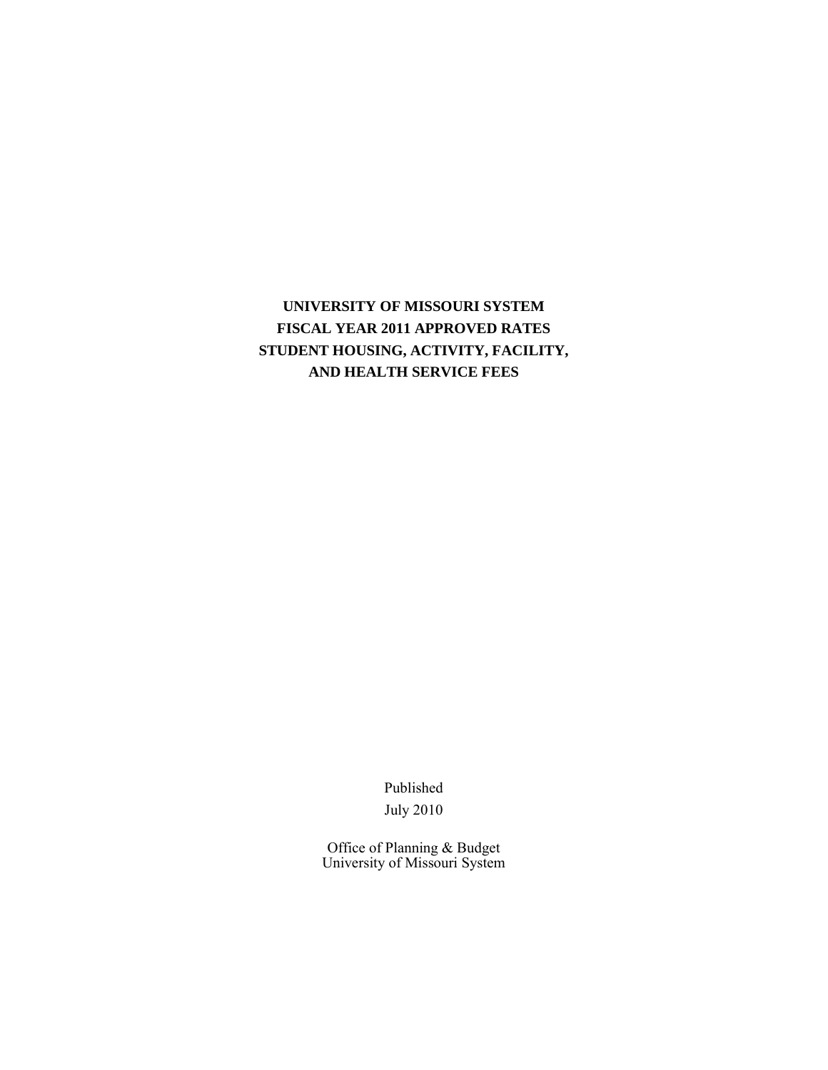# UNIVERSITY OF MISSOURI SYSTEM
# FISCAL YEAR 2011 APPROVED RATES
# STUDENT HOUSING, ACTIVITY, FACILITY, AND HEALTH SERVICE FEES

Published
July 2010

Office of Planning & Budget
University of Missouri System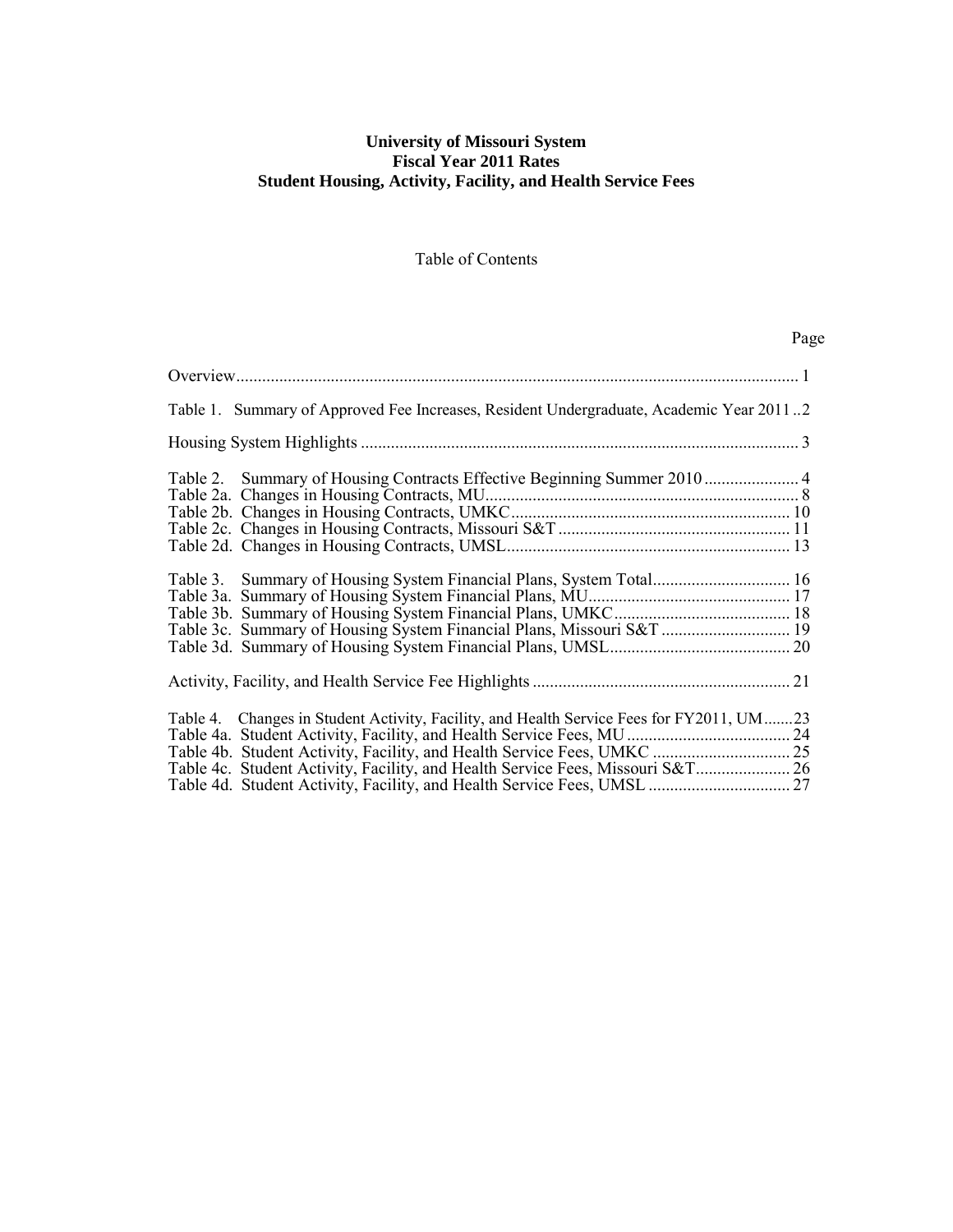**University of Missouri System**
**Fiscal Year 2011 Rates**
**Student Housing, Activity, Facility, and Health Service Fees**

Table of Contents

| | Page |
|---|---|
| Overview | 1 |
| Table 1. Summary of Approved Fee Increases, Resident Undergraduate, Academic Year 2011 | 2 |
| Housing System Highlights | 3 |
| Table 2. Summary of Housing Contracts Effective Beginning Summer 2010 | 4 |
| Table 2a. Changes in Housing Contracts, MU | 8 |
| Table 2b. Changes in Housing Contracts, UMKC | 10 |
| Table 2c. Changes in Housing Contracts, Missouri S&T | 11 |
| Table 2d. Changes in Housing Contracts, UMSL | 13 |
| Table 3. Summary of Housing System Financial Plans, System Total | 16 |
| Table 3a. Summary of Housing System Financial Plans, MU | 17 |
| Table 3b. Summary of Housing System Financial Plans, UMKC | 18 |
| Table 3c. Summary of Housing System Financial Plans, Missouri S&T | 19 |
| Table 3d. Summary of Housing System Financial Plans, UMSL | 20 |
| Activity, Facility, and Health Service Fee Highlights | 21 |
| Table 4. Changes in Student Activity, Facility, and Health Service Fees for FY2011, UM | 23 |
| Table 4a. Student Activity, Facility, and Health Service Fees, MU | 24 |
| Table 4b. Student Activity, Facility, and Health Service Fees, UMKC | 25 |
| Table 4c. Student Activity, Facility, and Health Service Fees, Missouri S&T | 26 |
| Table 4d. Student Activity, Facility, and Health Service Fees, UMSL | 27 |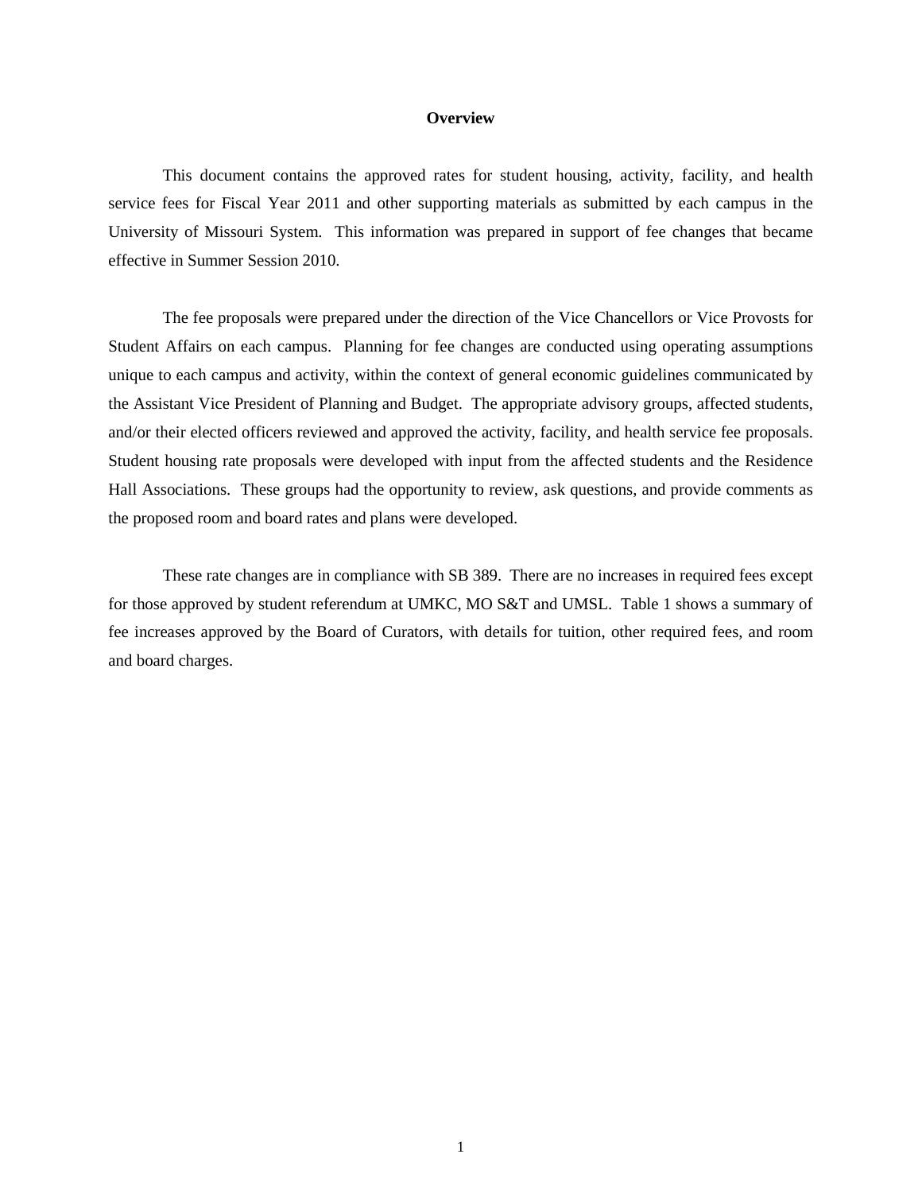# Overview

This document contains the approved rates for student housing, activity, facility, and health service fees for Fiscal Year 2011 and other supporting materials as submitted by each campus in the University of Missouri System. This information was prepared in support of fee changes that became effective in Summer Session 2010.

The fee proposals were prepared under the direction of the Vice Chancellors or Vice Provosts for Student Affairs on each campus. Planning for fee changes are conducted using operating assumptions unique to each campus and activity, within the context of general economic guidelines communicated by the Assistant Vice President of Planning and Budget. The appropriate advisory groups, affected students, and/or their elected officers reviewed and approved the activity, facility, and health service fee proposals. Student housing rate proposals were developed with input from the affected students and the Residence Hall Associations. These groups had the opportunity to review, ask questions, and provide comments as the proposed room and board rates and plans were developed.

These rate changes are in compliance with SB 389. There are no increases in required fees except for those approved by student referendum at UMKC, MO S&T and UMSL. Table 1 shows a summary of fee increases approved by the Board of Curators, with details for tuition, other required fees, and room and board charges.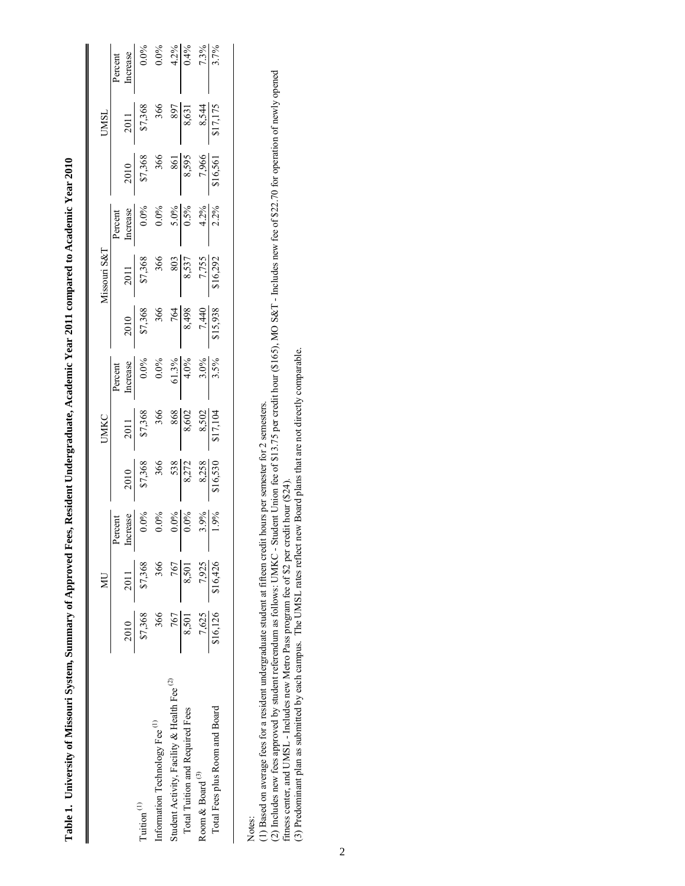**Table 1. University of Missouri System, Summary of Approved Fees, Resident Undergraduate, Academic Year 2011 compared to Academic Year 2010**

| | MU | | | UMKC | | | Missouri S&T | | | UMSL | | |
|---|---|---|---|---|---|---|---|---|---|---|---|---|
| | 2010 | 2011 | Percent Increase | 2010 | 2011 | Percent Increase | 2010 | 2011 | Percent Increase | 2010 | 2011 | Percent Increase |
| Tuition [(1)] | $7,368 | $7,368 | 0.0% | $7,368 | $7,368 | 0.0% | $7,368 | $7,368 | 0.0% | $7,368 | $7,368 | 0.0% |
| Information Technology Fee [(1)] | 366 | 366 | 0.0% | 366 | 366 | 0.0% | 366 | 366 | 0.0% | 366 | 366 | 0.0% |
| Student Activity, Facility & Health Fee [(2)] | 767 | 767 | 0.0% | 538 | 868 | 61.3% | 764 | 803 | 5.0% | 861 | 897 | 4.2% |
| Total Tuition and Required Fees | 8,501 | 8,501 | 0.0% | 8,272 | 8,602 | 4.0% | 8,498 | 8,537 | 0.5% | 8,595 | 8,631 | 0.4% |
| Room & Board [(3)] | 7,625 | 7,925 | 3.9% | 8,258 | 8,502 | 3.0% | 7,440 | 7,755 | 4.2% | 7,966 | 8,544 | 7.3% |
| Total Fees plus Room and Board | $16,126 | $16,426 | 1.9% | $16,530 | $17,104 | 3.5% | $15,938 | $16,292 | 2.2% | $16,561 | $17,175 | 3.7% |

Notes:

(1) Based on average fees for a resident undergraduate student at fifteen credit hours per semester for 2 semesters.

(2) Includes new fees approved by student referendum as follows: UMKC - Student Union fee of $13.75 per credit hour ($165), MO S&T - Includes new fee of $22.70 for operation of newly opened fitness center, and UMSL - Includes new Metro Pass program fee of $2 per credit hour ($24).

(3) Predominant plan as submitted by each campus. The UMSL rates reflect new Board plans that are not directly comparable.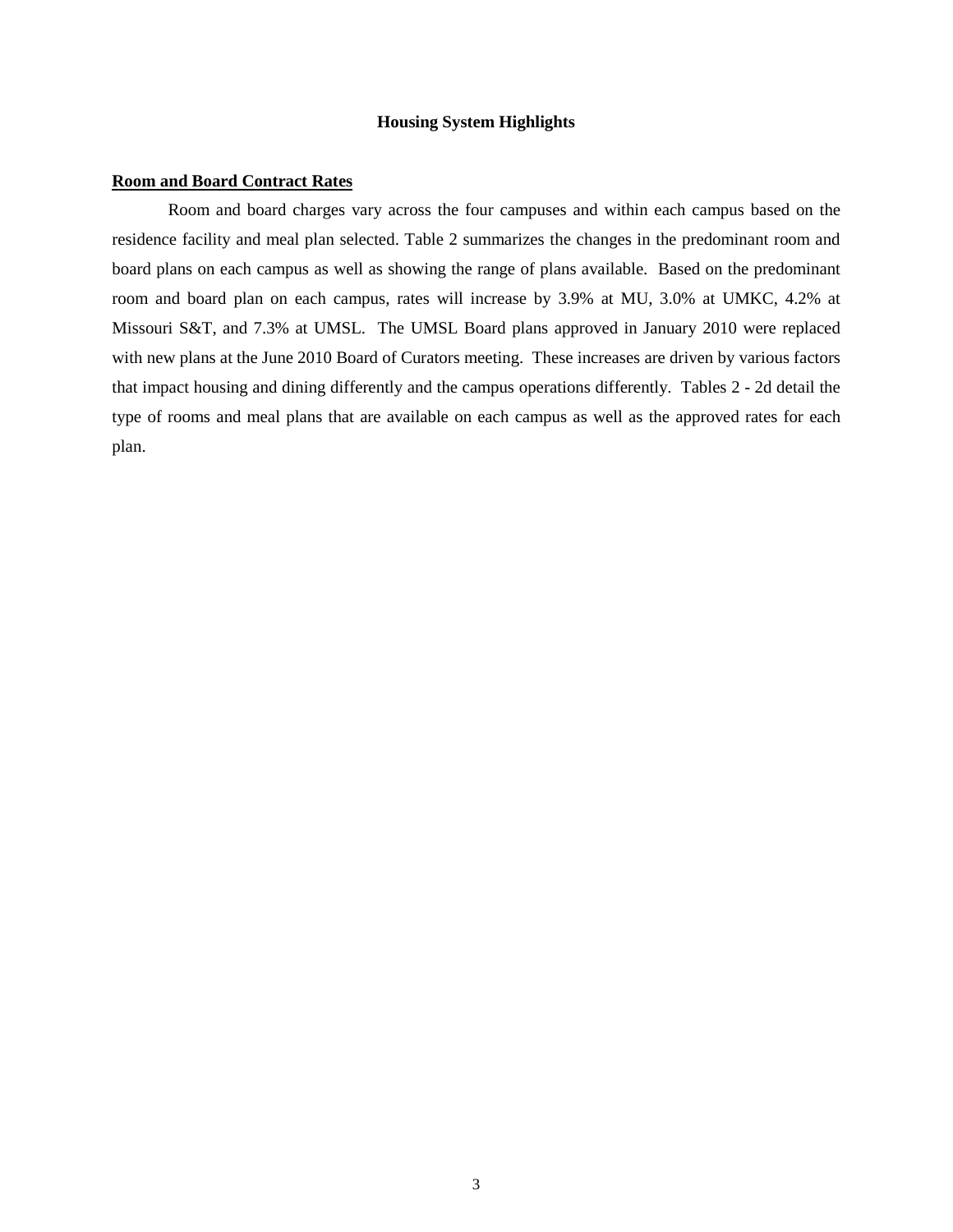## Housing System Highlights

**Room and Board Contract Rates**

Room and board charges vary across the four campuses and within each campus based on the residence facility and meal plan selected. Table 2 summarizes the changes in the predominant room and board plans on each campus as well as showing the range of plans available. Based on the predominant room and board plan on each campus, rates will increase by 3.9% at MU, 3.0% at UMKC, 4.2% at Missouri S&T, and 7.3% at UMSL. The UMSL Board plans approved in January 2010 were replaced with new plans at the June 2010 Board of Curators meeting. These increases are driven by various factors that impact housing and dining differently and the campus operations differently. Tables 2 - 2d detail the type of rooms and meal plans that are available on each campus as well as the approved rates for each plan.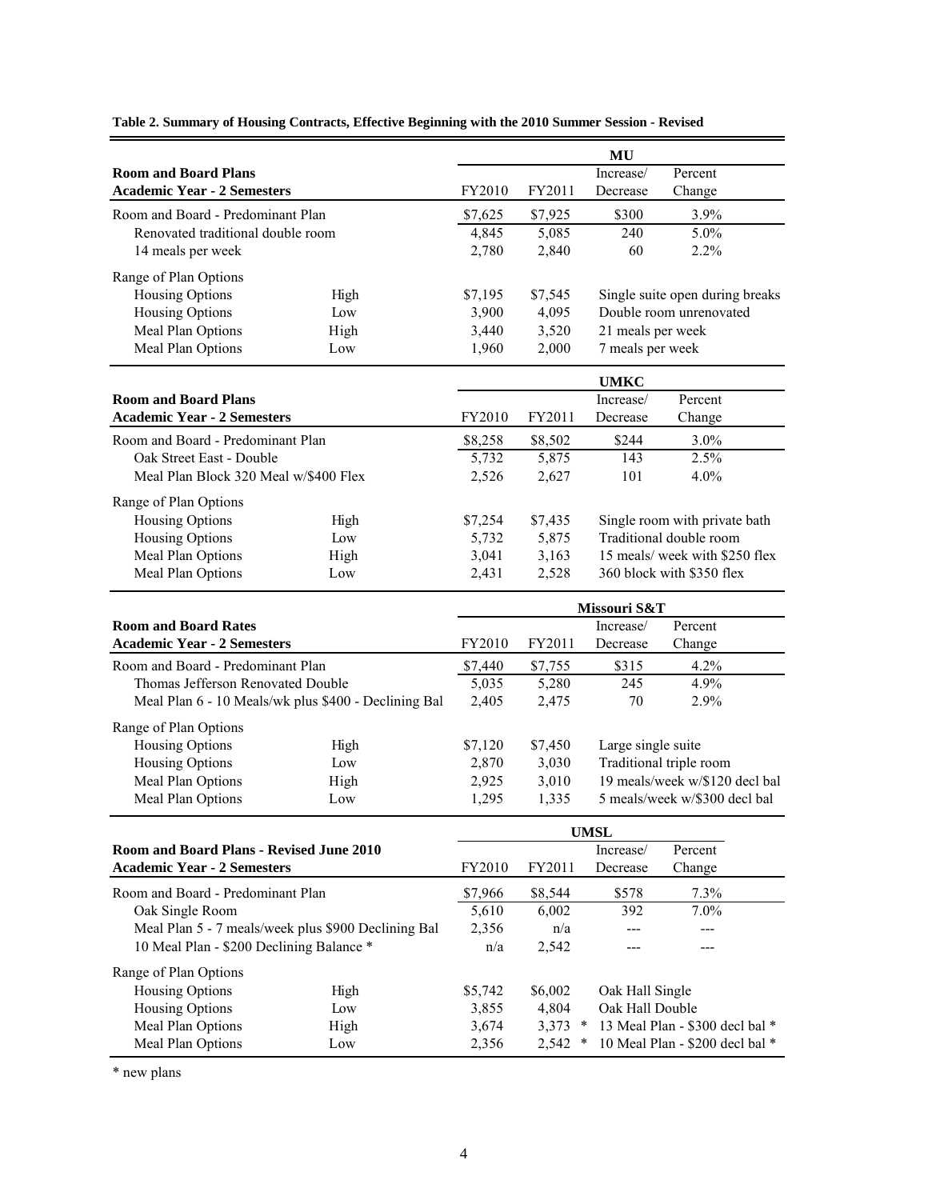**Table 2. Summary of Housing Contracts, Effective Beginning with the 2010 Summer Session - Revised**

| Room and Board Plans<br>Academic Year - 2 Semesters | | MU<br>FY2010 | FY2011 | Increase/<br>Decrease | Percent<br>Change |
|---|---|---|---|---|---|
| Room and Board - Predominant Plan | | $7,625 | $7,925 | $300 | 3.9% |
| Renovated traditional double room | | 4,845 | 5,085 | 240 | 5.0% |
| 14 meals per week | | 2,780 | 2,840 | 60 | 2.2% |
| Range of Plan Options | | | | | |
| Housing Options | High | $7,195 | $7,545 | Single suite open during breaks | |
| Housing Options | Low | 3,900 | 4,095 | Double room unrenovated | |
| Meal Plan Options | High | 3,440 | 3,520 | 21 meals per week | |
| Meal Plan Options | Low | 1,960 | 2,000 | 7 meals per week | |

| Room and Board Plans<br>Academic Year - 2 Semesters | | UMKC<br>FY2010 | FY2011 | Increase/<br>Decrease | Percent<br>Change |
|---|---|---|---|---|---|
| Room and Board - Predominant Plan | | $8,258 | $8,502 | $244 | 3.0% |
| Oak Street East - Double | | 5,732 | 5,875 | 143 | 2.5% |
| Meal Plan Block 320 Meal w/$400 Flex | | 2,526 | 2,627 | 101 | 4.0% |
| Range of Plan Options | | | | | |
| Housing Options | High | $7,254 | $7,435 | Single room with private bath | |
| Housing Options | Low | 5,732 | 5,875 | Traditional double room | |
| Meal Plan Options | High | 3,041 | 3,163 | 15 meals/ week with $250 flex | |
| Meal Plan Options | Low | 2,431 | 2,528 | 360 block with $350 flex | |

| Room and Board Rates<br>Academic Year - 2 Semesters | | Missouri S&T<br>FY2010 | FY2011 | Increase/<br>Decrease | Percent<br>Change |
|---|---|---|---|---|---|
| Room and Board - Predominant Plan | | $7,440 | $7,755 | $315 | 4.2% |
| Thomas Jefferson Renovated Double | | 5,035 | 5,280 | 245 | 4.9% |
| Meal Plan 6 - 10 Meals/wk plus $400 - Declining Bal | | 2,405 | 2,475 | 70 | 2.9% |
| Range of Plan Options | | | | | |
| Housing Options | High | $7,120 | $7,450 | Large single suite | |
| Housing Options | Low | 2,870 | 3,030 | Traditional triple room | |
| Meal Plan Options | High | 2,925 | 3,010 | 19 meals/week w/$120 decl bal | |
| Meal Plan Options | Low | 1,295 | 1,335 | 5 meals/week w/$300 decl bal | |

| Room and Board Plans - Revised June 2010<br>Academic Year - 2 Semesters | | UMSL<br>FY2010 | FY2011 | Increase/<br>Decrease | Percent<br>Change |
|---|---|---|---|---|---|
| Room and Board - Predominant Plan | | $7,966 | $8,544 | $578 | 7.3% |
| Oak Single Room | | 5,610 | 6,002 | 392 | 7.0% |
| Meal Plan 5 - 7 meals/week plus $900 Declining Bal | | 2,356 | n/a | --- | --- |
| 10 Meal Plan - $200 Declining Balance * | | n/a | 2,542 | --- | --- |
| Range of Plan Options | | | | | |
| Housing Options | High | $5,742 | $6,002 | Oak Hall Single | |
| Housing Options | Low | 3,855 | 4,804 | Oak Hall Double | |
| Meal Plan Options | High | 3,674 | 3,373 * | 13 Meal Plan - $300 decl bal * | |
| Meal Plan Options | Low | 2,356 | 2,542 * | 10 Meal Plan - $200 decl bal * | |

\* new plans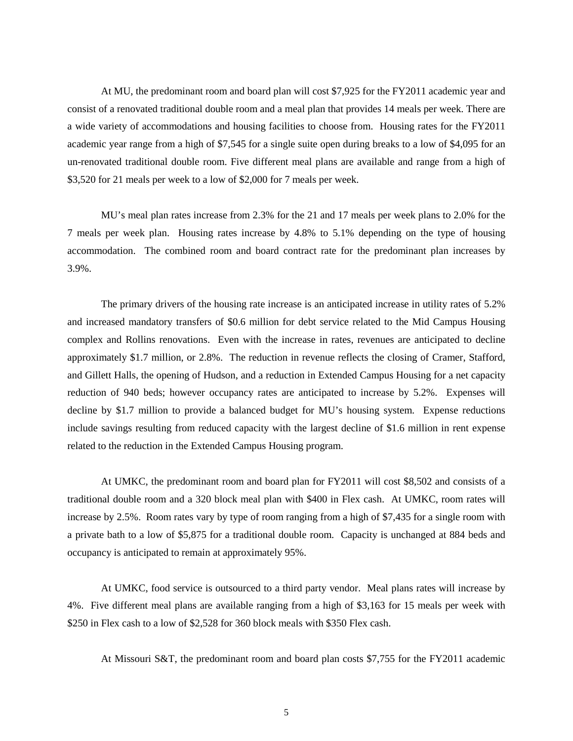At MU, the predominant room and board plan will cost $7,925 for the FY2011 academic year and consist of a renovated traditional double room and a meal plan that provides 14 meals per week. There are a wide variety of accommodations and housing facilities to choose from. Housing rates for the FY2011 academic year range from a high of $7,545 for a single suite open during breaks to a low of $4,095 for an un-renovated traditional double room. Five different meal plans are available and range from a high of $3,520 for 21 meals per week to a low of $2,000 for 7 meals per week.

MU's meal plan rates increase from 2.3% for the 21 and 17 meals per week plans to 2.0% for the 7 meals per week plan. Housing rates increase by 4.8% to 5.1% depending on the type of housing accommodation. The combined room and board contract rate for the predominant plan increases by 3.9%.

The primary drivers of the housing rate increase is an anticipated increase in utility rates of 5.2% and increased mandatory transfers of $0.6 million for debt service related to the Mid Campus Housing complex and Rollins renovations. Even with the increase in rates, revenues are anticipated to decline approximately $1.7 million, or 2.8%. The reduction in revenue reflects the closing of Cramer, Stafford, and Gillett Halls, the opening of Hudson, and a reduction in Extended Campus Housing for a net capacity reduction of 940 beds; however occupancy rates are anticipated to increase by 5.2%. Expenses will decline by $1.7 million to provide a balanced budget for MU's housing system. Expense reductions include savings resulting from reduced capacity with the largest decline of $1.6 million in rent expense related to the reduction in the Extended Campus Housing program.

At UMKC, the predominant room and board plan for FY2011 will cost $8,502 and consists of a traditional double room and a 320 block meal plan with $400 in Flex cash. At UMKC, room rates will increase by 2.5%. Room rates vary by type of room ranging from a high of $7,435 for a single room with a private bath to a low of $5,875 for a traditional double room. Capacity is unchanged at 884 beds and occupancy is anticipated to remain at approximately 95%.

At UMKC, food service is outsourced to a third party vendor. Meal plans rates will increase by 4%. Five different meal plans are available ranging from a high of $3,163 for 15 meals per week with $250 in Flex cash to a low of $2,528 for 360 block meals with $350 Flex cash.

At Missouri S&T, the predominant room and board plan costs $7,755 for the FY2011 academic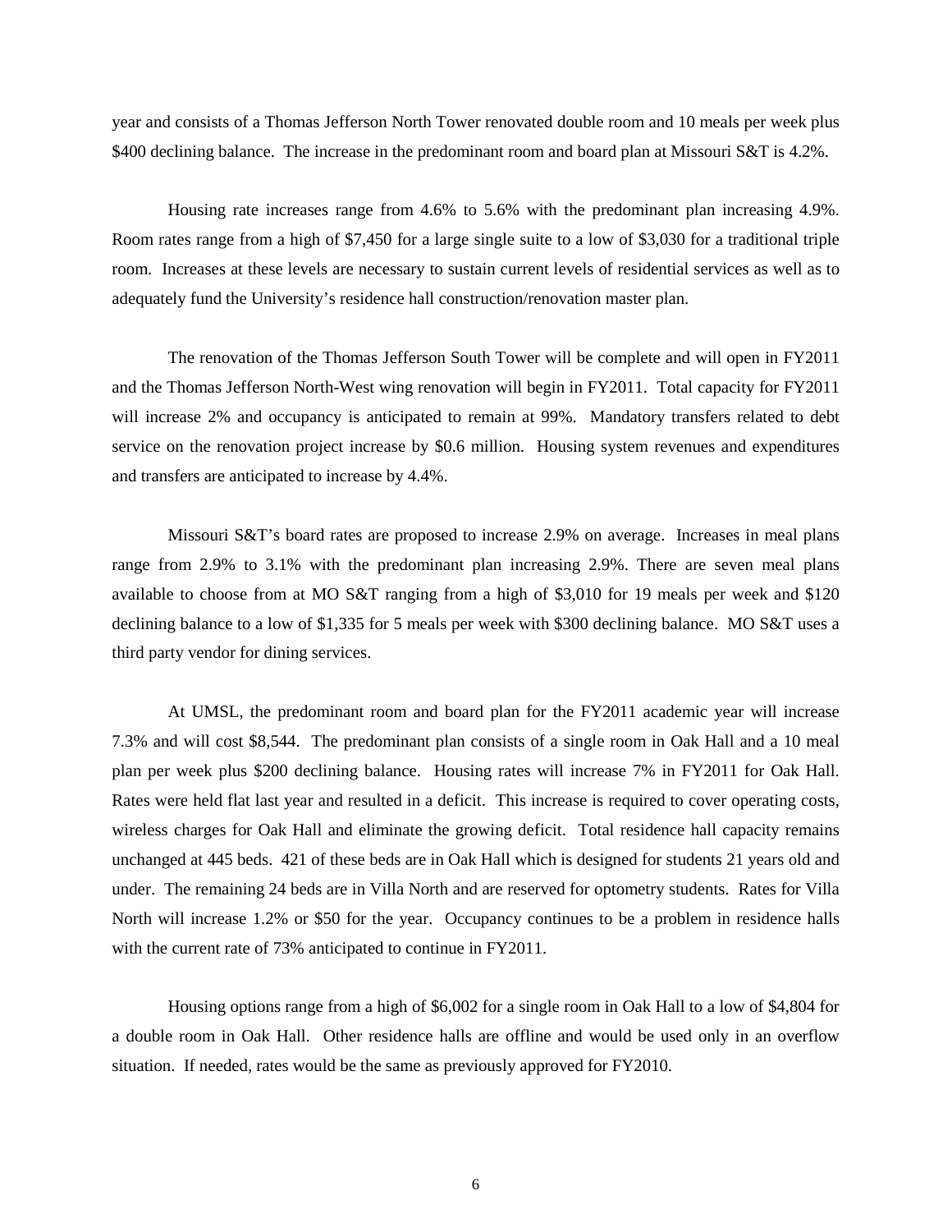year and consists of a Thomas Jefferson North Tower renovated double room and 10 meals per week plus $400 declining balance. The increase in the predominant room and board plan at Missouri S&T is 4.2%.

Housing rate increases range from 4.6% to 5.6% with the predominant plan increasing 4.9%. Room rates range from a high of $7,450 for a large single suite to a low of $3,030 for a traditional triple room. Increases at these levels are necessary to sustain current levels of residential services as well as to adequately fund the University's residence hall construction/renovation master plan.

The renovation of the Thomas Jefferson South Tower will be complete and will open in FY2011 and the Thomas Jefferson North-West wing renovation will begin in FY2011. Total capacity for FY2011 will increase 2% and occupancy is anticipated to remain at 99%. Mandatory transfers related to debt service on the renovation project increase by $0.6 million. Housing system revenues and expenditures and transfers are anticipated to increase by 4.4%.

Missouri S&T's board rates are proposed to increase 2.9% on average. Increases in meal plans range from 2.9% to 3.1% with the predominant plan increasing 2.9%. There are seven meal plans available to choose from at MO S&T ranging from a high of $3,010 for 19 meals per week and $120 declining balance to a low of $1,335 for 5 meals per week with $300 declining balance. MO S&T uses a third party vendor for dining services.

At UMSL, the predominant room and board plan for the FY2011 academic year will increase 7.3% and will cost $8,544. The predominant plan consists of a single room in Oak Hall and a 10 meal plan per week plus $200 declining balance. Housing rates will increase 7% in FY2011 for Oak Hall. Rates were held flat last year and resulted in a deficit. This increase is required to cover operating costs, wireless charges for Oak Hall and eliminate the growing deficit. Total residence hall capacity remains unchanged at 445 beds. 421 of these beds are in Oak Hall which is designed for students 21 years old and under. The remaining 24 beds are in Villa North and are reserved for optometry students. Rates for Villa North will increase 1.2% or $50 for the year. Occupancy continues to be a problem in residence halls with the current rate of 73% anticipated to continue in FY2011.

Housing options range from a high of $6,002 for a single room in Oak Hall to a low of $4,804 for a double room in Oak Hall. Other residence halls are offline and would be used only in an overflow situation. If needed, rates would be the same as previously approved for FY2010.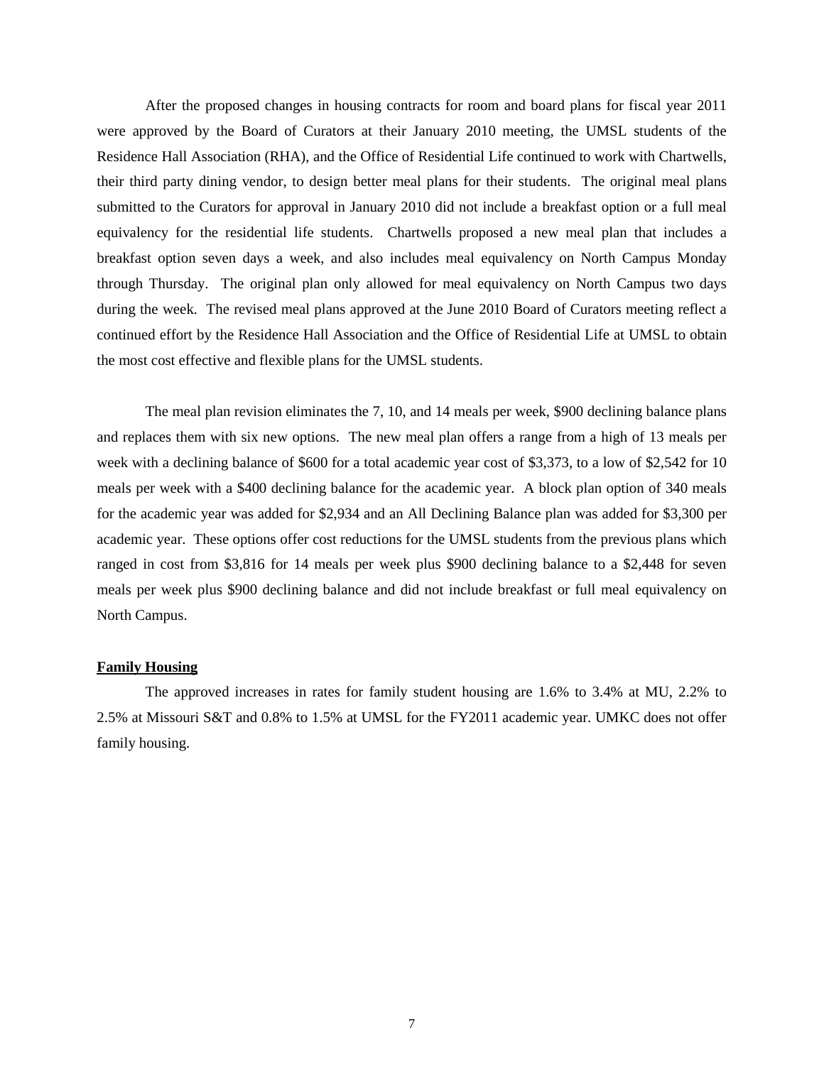After the proposed changes in housing contracts for room and board plans for fiscal year 2011 were approved by the Board of Curators at their January 2010 meeting, the UMSL students of the Residence Hall Association (RHA), and the Office of Residential Life continued to work with Chartwells, their third party dining vendor, to design better meal plans for their students. The original meal plans submitted to the Curators for approval in January 2010 did not include a breakfast option or a full meal equivalency for the residential life students. Chartwells proposed a new meal plan that includes a breakfast option seven days a week, and also includes meal equivalency on North Campus Monday through Thursday. The original plan only allowed for meal equivalency on North Campus two days during the week. The revised meal plans approved at the June 2010 Board of Curators meeting reflect a continued effort by the Residence Hall Association and the Office of Residential Life at UMSL to obtain the most cost effective and flexible plans for the UMSL students.

The meal plan revision eliminates the 7, 10, and 14 meals per week, $900 declining balance plans and replaces them with six new options. The new meal plan offers a range from a high of 13 meals per week with a declining balance of $600 for a total academic year cost of $3,373, to a low of $2,542 for 10 meals per week with a $400 declining balance for the academic year. A block plan option of 340 meals for the academic year was added for $2,934 and an All Declining Balance plan was added for $3,300 per academic year. These options offer cost reductions for the UMSL students from the previous plans which ranged in cost from $3,816 for 14 meals per week plus $900 declining balance to a $2,448 for seven meals per week plus $900 declining balance and did not include breakfast or full meal equivalency on North Campus.

**Family Housing**

The approved increases in rates for family student housing are 1.6% to 3.4% at MU, 2.2% to 2.5% at Missouri S&T and 0.8% to 1.5% at UMSL for the FY2011 academic year. UMKC does not offer family housing.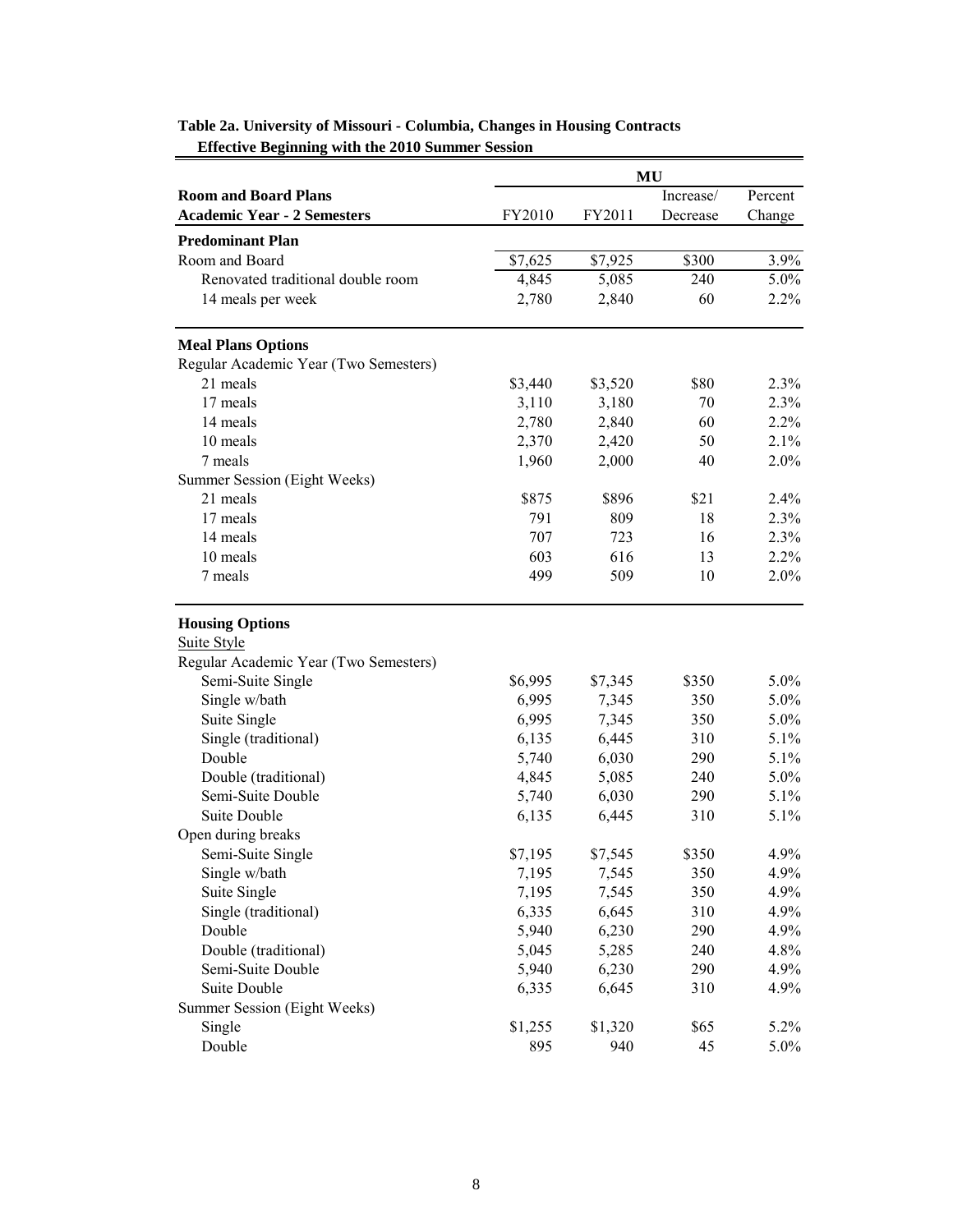**Table 2a. University of Missouri - Columbia, Changes in Housing Contracts Effective Beginning with the 2010 Summer Session**

| Room and Board Plans | MU | | | |
|---|---|---|---|---|
| **Academic Year - 2 Semesters** | FY2010 | FY2011 | Increase/ Decrease | Percent Change |
| **Predominant Plan** | | | | |
| Room and Board | $7,625 | $7,925 | $300 | 3.9% |
| Renovated traditional double room | 4,845 | 5,085 | 240 | 5.0% |
| 14 meals per week | 2,780 | 2,840 | 60 | 2.2% |
| **Meal Plans Options** | | | | |
| Regular Academic Year (Two Semesters) | | | | |
| 21 meals | $3,440 | $3,520 | $80 | 2.3% |
| 17 meals | 3,110 | 3,180 | 70 | 2.3% |
| 14 meals | 2,780 | 2,840 | 60 | 2.2% |
| 10 meals | 2,370 | 2,420 | 50 | 2.1% |
| 7 meals | 1,960 | 2,000 | 40 | 2.0% |
| Summer Session (Eight Weeks) | | | | |
| 21 meals | $875 | $896 | $21 | 2.4% |
| 17 meals | 791 | 809 | 18 | 2.3% |
| 14 meals | 707 | 723 | 16 | 2.3% |
| 10 meals | 603 | 616 | 13 | 2.2% |
| 7 meals | 499 | 509 | 10 | 2.0% |
| **Housing Options** | | | | |
| Suite Style | | | | |
| Regular Academic Year (Two Semesters) | | | | |
| Semi-Suite Single | $6,995 | $7,345 | $350 | 5.0% |
| Single w/bath | 6,995 | 7,345 | 350 | 5.0% |
| Suite Single | 6,995 | 7,345 | 350 | 5.0% |
| Single (traditional) | 6,135 | 6,445 | 310 | 5.1% |
| Double | 5,740 | 6,030 | 290 | 5.1% |
| Double (traditional) | 4,845 | 5,085 | 240 | 5.0% |
| Semi-Suite Double | 5,740 | 6,030 | 290 | 5.1% |
| Suite Double | 6,135 | 6,445 | 310 | 5.1% |
| Open during breaks | | | | |
| Semi-Suite Single | $7,195 | $7,545 | $350 | 4.9% |
| Single w/bath | 7,195 | 7,545 | 350 | 4.9% |
| Suite Single | 7,195 | 7,545 | 350 | 4.9% |
| Single (traditional) | 6,335 | 6,645 | 310 | 4.9% |
| Double | 5,940 | 6,230 | 290 | 4.9% |
| Double (traditional) | 5,045 | 5,285 | 240 | 4.8% |
| Semi-Suite Double | 5,940 | 6,230 | 290 | 4.9% |
| Suite Double | 6,335 | 6,645 | 310 | 4.9% |
| Summer Session (Eight Weeks) | | | | |
| Single | $1,255 | $1,320 | $65 | 5.2% |
| Double | 895 | 940 | 45 | 5.0% |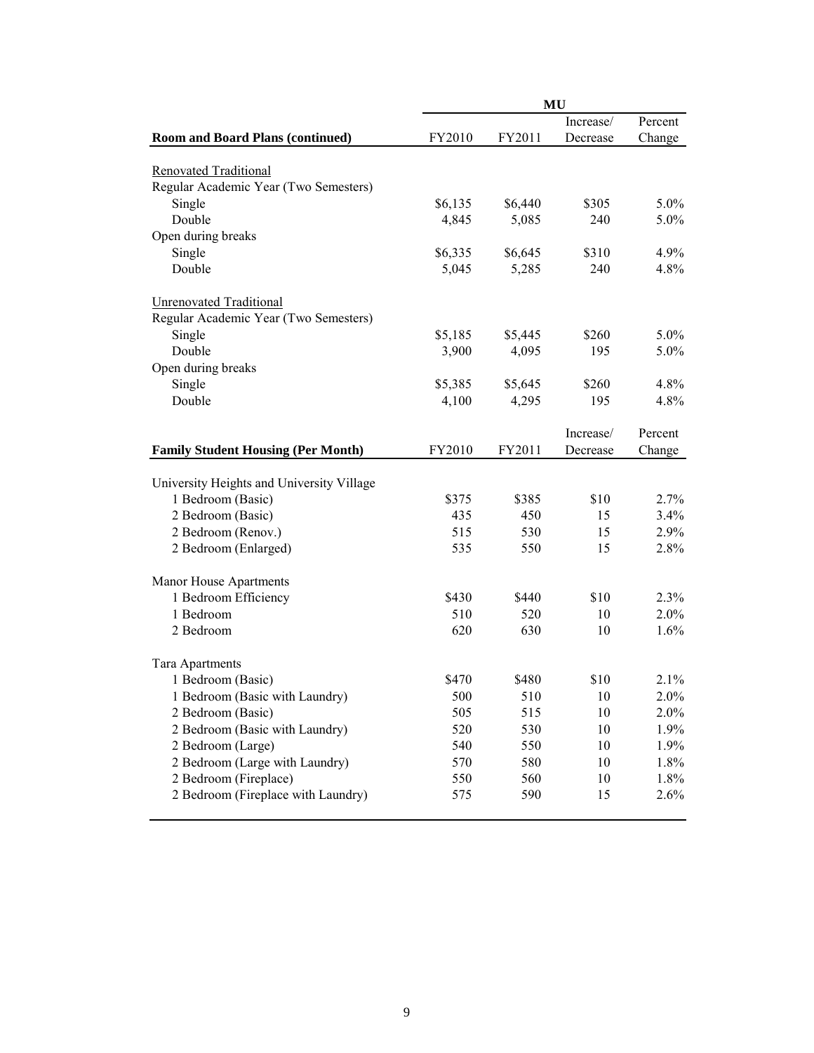| Room and Board Plans (continued) | MU | | | |
|---|---|---|---|---|
| | FY2010 | FY2011 | Increase/ Decrease | Percent Change |
| Renovated Traditional | | | | |
| Regular Academic Year (Two Semesters) | | | | |
| Single | $6,135 | $6,440 | $305 | 5.0% |
| Double | 4,845 | 5,085 | 240 | 5.0% |
| Open during breaks | | | | |
| Single | $6,335 | $6,645 | $310 | 4.9% |
| Double | 5,045 | 5,285 | 240 | 4.8% |
| Unrenovated Traditional | | | | |
| Regular Academic Year (Two Semesters) | | | | |
| Single | $5,185 | $5,445 | $260 | 5.0% |
| Double | 3,900 | 4,095 | 195 | 5.0% |
| Open during breaks | | | | |
| Single | $5,385 | $5,645 | $260 | 4.8% |
| Double | 4,100 | 4,295 | 195 | 4.8% |

| Family Student Housing (Per Month) | FY2010 | FY2011 | Increase/ Decrease | Percent Change |
|---|---|---|---|---|
| University Heights and University Village | | | | |
| 1 Bedroom (Basic) | $375 | $385 | $10 | 2.7% |
| 2 Bedroom (Basic) | 435 | 450 | 15 | 3.4% |
| 2 Bedroom (Renov.) | 515 | 530 | 15 | 2.9% |
| 2 Bedroom (Enlarged) | 535 | 550 | 15 | 2.8% |
| Manor House Apartments | | | | |
| 1 Bedroom Efficiency | $430 | $440 | $10 | 2.3% |
| 1 Bedroom | 510 | 520 | 10 | 2.0% |
| 2 Bedroom | 620 | 630 | 10 | 1.6% |
| Tara Apartments | | | | |
| 1 Bedroom (Basic) | $470 | $480 | $10 | 2.1% |
| 1 Bedroom (Basic with Laundry) | 500 | 510 | 10 | 2.0% |
| 2 Bedroom (Basic) | 505 | 515 | 10 | 2.0% |
| 2 Bedroom (Basic with Laundry) | 520 | 530 | 10 | 1.9% |
| 2 Bedroom (Large) | 540 | 550 | 10 | 1.9% |
| 2 Bedroom (Large with Laundry) | 570 | 580 | 10 | 1.8% |
| 2 Bedroom (Fireplace) | 550 | 560 | 10 | 1.8% |
| 2 Bedroom (Fireplace with Laundry) | 575 | 590 | 15 | 2.6% |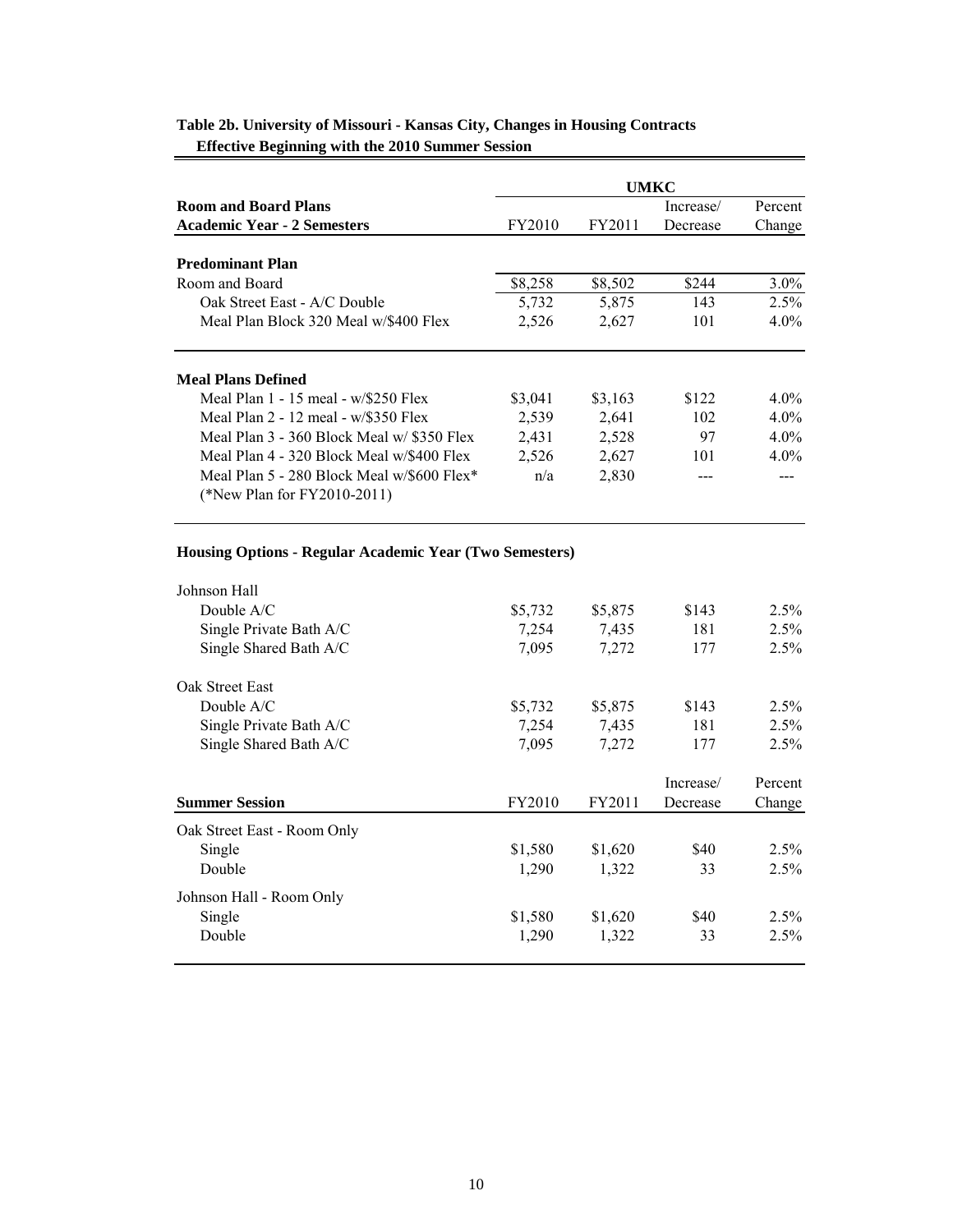**Table 2b. University of Missouri - Kansas City, Changes in Housing Contracts Effective Beginning with the 2010 Summer Session**

| | UMKC | | | |
|---|---|---|---|---|
| **Room and Board Plans** **Academic Year - 2 Semesters** | FY2010 | FY2011 | Increase/ Decrease | Percent Change |
| **Predominant Plan** | | | | |
| Room and Board | $8,258 | $8,502 | $244 | 3.0% |
| Oak Street East - A/C Double | 5,732 | 5,875 | 143 | 2.5% |
| Meal Plan Block 320 Meal w/$400 Flex | 2,526 | 2,627 | 101 | 4.0% |
| **Meal Plans Defined** | | | | |
| Meal Plan 1 - 15 meal - w/$250 Flex | $3,041 | $3,163 | $122 | 4.0% |
| Meal Plan 2 - 12 meal - w/$350 Flex | 2,539 | 2,641 | 102 | 4.0% |
| Meal Plan 3 - 360 Block Meal w/ $350 Flex | 2,431 | 2,528 | 97 | 4.0% |
| Meal Plan 4 - 320 Block Meal w/$400 Flex | 2,526 | 2,627 | 101 | 4.0% |
| Meal Plan 5 - 280 Block Meal w/$600 Flex* (*New Plan for FY2010-2011) | n/a | 2,830 | --- | --- |
| **Housing Options - Regular Academic Year (Two Semesters)** | | | | |
| Johnson Hall | | | | |
| Double A/C | $5,732 | $5,875 | $143 | 2.5% |
| Single Private Bath A/C | 7,254 | 7,435 | 181 | 2.5% |
| Single Shared Bath A/C | 7,095 | 7,272 | 177 | 2.5% |
| Oak Street East | | | | |
| Double A/C | $5,732 | $5,875 | $143 | 2.5% |
| Single Private Bath A/C | 7,254 | 7,435 | 181 | 2.5% |
| Single Shared Bath A/C | 7,095 | 7,272 | 177 | 2.5% |

| **Summer Session** | FY2010 | FY2011 | Increase/ Decrease | Percent Change |
|---|---|---|---|---|
| Oak Street East - Room Only | | | | |
| Single | $1,580 | $1,620 | $40 | 2.5% |
| Double | 1,290 | 1,322 | 33 | 2.5% |
| Johnson Hall - Room Only | | | | |
| Single | $1,580 | $1,620 | $40 | 2.5% |
| Double | 1,290 | 1,322 | 33 | 2.5% |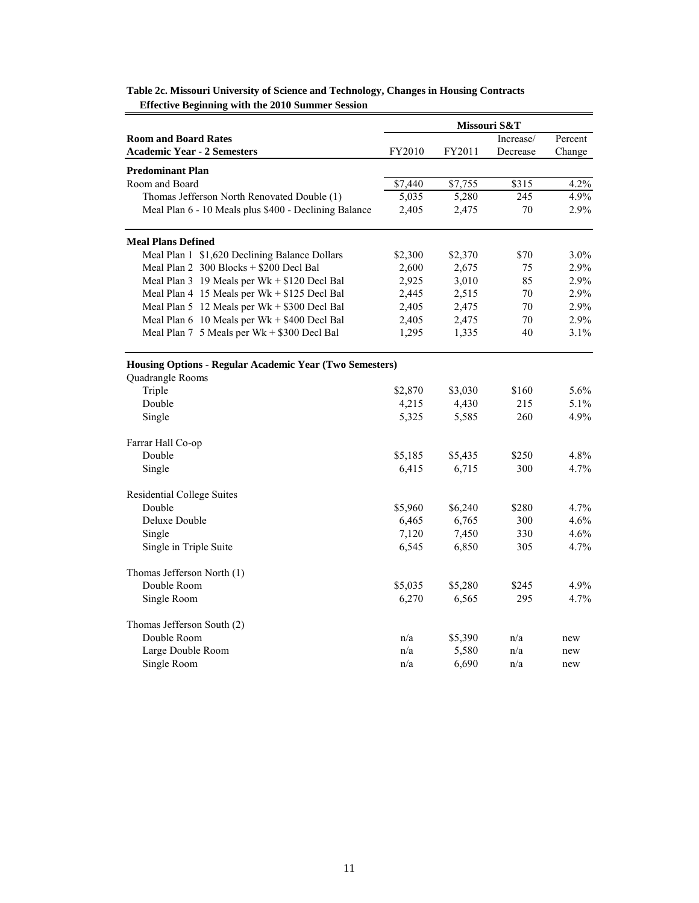**Table 2c. Missouri University of Science and Technology, Changes in Housing Contracts Effective Beginning with the 2010 Summer Session**

| Room and Board Rates<br>Academic Year - 2 Semesters | Missouri S&T | | | |
|---|---|---|---|---|
| | FY2010 | FY2011 | Increase/ Decrease | Percent Change |
| **Predominant Plan** | | | | |
| Room and Board | $7,440 | $7,755 | $315 | 4.2% |
| Thomas Jefferson North Renovated Double (1) | 5,035 | 5,280 | 245 | 4.9% |
| Meal Plan 6 - 10 Meals plus $400 - Declining Balance | 2,405 | 2,475 | 70 | 2.9% |
| **Meal Plans Defined** | | | | |
| Meal Plan 1 $1,620 Declining Balance Dollars | $2,300 | $2,370 | $70 | 3.0% |
| Meal Plan 2 300 Blocks + $200 Decl Bal | 2,600 | 2,675 | 75 | 2.9% |
| Meal Plan 3 19 Meals per Wk + $120 Decl Bal | 2,925 | 3,010 | 85 | 2.9% |
| Meal Plan 4 15 Meals per Wk + $125 Decl Bal | 2,445 | 2,515 | 70 | 2.9% |
| Meal Plan 5 12 Meals per Wk + $300 Decl Bal | 2,405 | 2,475 | 70 | 2.9% |
| Meal Plan 6 10 Meals per Wk + $400 Decl Bal | 2,405 | 2,475 | 70 | 2.9% |
| Meal Plan 7 5 Meals per Wk + $300 Decl Bal | 1,295 | 1,335 | 40 | 3.1% |
| **Housing Options - Regular Academic Year (Two Semesters)** | | | | |
| Quadrangle Rooms | | | | |
| Triple | $2,870 | $3,030 | $160 | 5.6% |
| Double | 4,215 | 4,430 | 215 | 5.1% |
| Single | 5,325 | 5,585 | 260 | 4.9% |
| Farrar Hall Co-op | | | | |
| Double | $5,185 | $5,435 | $250 | 4.8% |
| Single | 6,415 | 6,715 | 300 | 4.7% |
| Residential College Suites | | | | |
| Double | $5,960 | $6,240 | $280 | 4.7% |
| Deluxe Double | 6,465 | 6,765 | 300 | 4.6% |
| Single | 7,120 | 7,450 | 330 | 4.6% |
| Single in Triple Suite | 6,545 | 6,850 | 305 | 4.7% |
| Thomas Jefferson North (1) | | | | |
| Double Room | $5,035 | $5,280 | $245 | 4.9% |
| Single Room | 6,270 | 6,565 | 295 | 4.7% |
| Thomas Jefferson South (2) | | | | |
| Double Room | n/a | $5,390 | n/a | new |
| Large Double Room | n/a | 5,580 | n/a | new |
| Single Room | n/a | 6,690 | n/a | new |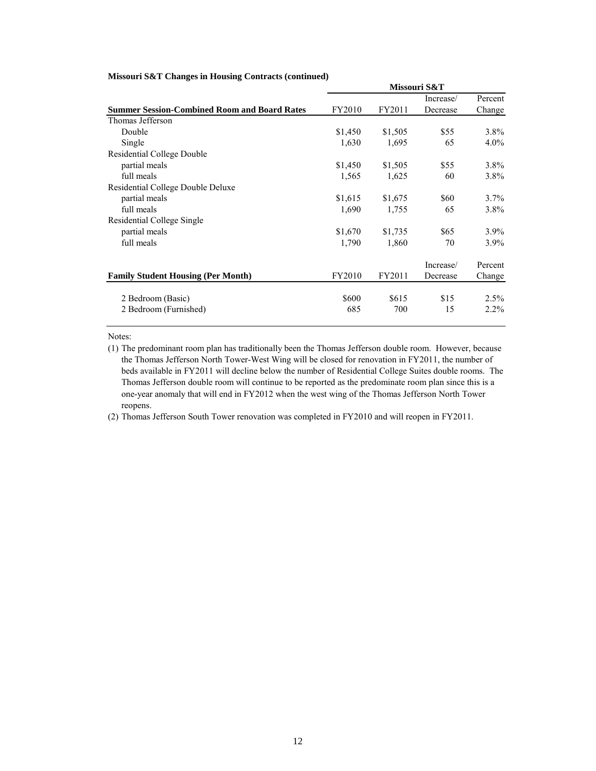**Missouri S&T Changes in Housing Contracts (continued)**

| | Missouri S&T | | | |
|---|---|---|---|---|
| **Summer Session-Combined Room and Board Rates** | FY2010 | FY2011 | Increase/ Decrease | Percent Change |
| Thomas Jefferson | | | | |
| Double | $1,450 | $1,505 | $55 | 3.8% |
| Single | 1,630 | 1,695 | 65 | 4.0% |
| Residential College Double | | | | |
| partial meals | $1,450 | $1,505 | $55 | 3.8% |
| full meals | 1,565 | 1,625 | 60 | 3.8% |
| Residential College Double Deluxe | | | | |
| partial meals | $1,615 | $1,675 | $60 | 3.7% |
| full meals | 1,690 | 1,755 | 65 | 3.8% |
| Residential College Single | | | | |
| partial meals | $1,670 | $1,735 | $65 | 3.9% |
| full meals | 1,790 | 1,860 | 70 | 3.9% |

| **Family Student Housing (Per Month)** | FY2010 | FY2011 | Increase/ Decrease | Percent Change |
|---|---|---|---|---|
| 2 Bedroom (Basic) | $600 | $615 | $15 | 2.5% |
| 2 Bedroom (Furnished) | 685 | 700 | 15 | 2.2% |

Notes:

(1) The predominant room plan has traditionally been the Thomas Jefferson double room. However, because the Thomas Jefferson North Tower-West Wing will be closed for renovation in FY2011, the number of beds available in FY2011 will decline below the number of Residential College Suites double rooms. The Thomas Jefferson double room will continue to be reported as the predominate room plan since this is a one-year anomaly that will end in FY2012 when the west wing of the Thomas Jefferson North Tower reopens.

(2) Thomas Jefferson South Tower renovation was completed in FY2010 and will reopen in FY2011.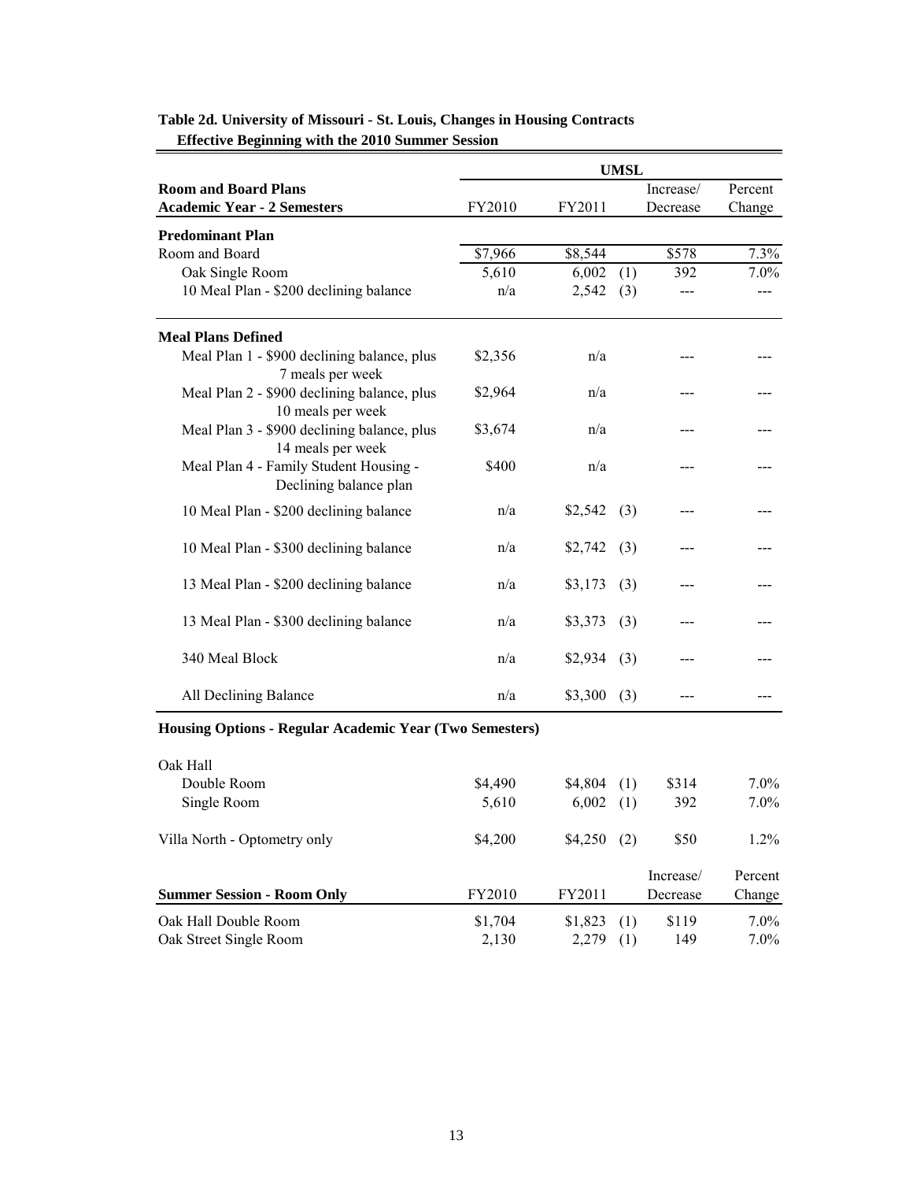**Table 2d. University of Missouri - St. Louis, Changes in Housing Contracts**
**Effective Beginning with the 2010 Summer Session**

| | UMSL | | | |
|---|---|---|---|---|
| **Room and Board Plans** **Academic Year - 2 Semesters** | FY2010 | FY2011 | Increase/ Decrease | Percent Change |
| **Predominant Plan** | | | | |
| Room and Board | $7,966 | $8,544 | $578 | 7.3% |
| Oak Single Room | 5,610 | 6,002 (1) | 392 | 7.0% |
| 10 Meal Plan - $200 declining balance | n/a | 2,542 (3) | --- | --- |
| **Meal Plans Defined** | | | | |
| Meal Plan 1 - $900 declining balance, plus 7 meals per week | $2,356 | n/a | --- | --- |
| Meal Plan 2 - $900 declining balance, plus 10 meals per week | $2,964 | n/a | --- | --- |
| Meal Plan 3 - $900 declining balance, plus 14 meals per week | $3,674 | n/a | --- | --- |
| Meal Plan 4 - Family Student Housing - Declining balance plan | $400 | n/a | --- | --- |
| 10 Meal Plan - $200 declining balance | n/a | $2,542 (3) | --- | --- |
| 10 Meal Plan - $300 declining balance | n/a | $2,742 (3) | --- | --- |
| 13 Meal Plan - $200 declining balance | n/a | $3,173 (3) | --- | --- |
| 13 Meal Plan - $300 declining balance | n/a | $3,373 (3) | --- | --- |
| 340 Meal Block | n/a | $2,934 (3) | --- | --- |
| All Declining Balance | n/a | $3,300 (3) | --- | --- |
| **Housing Options - Regular Academic Year (Two Semesters)** | | | | |
| Oak Hall | | | | |
| Double Room | $4,490 | $4,804 (1) | $314 | 7.0% |
| Single Room | 5,610 | 6,002 (1) | 392 | 7.0% |
| Villa North - Optometry only | $4,200 | $4,250 (2) | $50 | 1.2% |
| **Summer Session - Room Only** | FY2010 | FY2011 | Increase/ Decrease | Percent Change |
| Oak Hall Double Room | $1,704 | $1,823 (1) | $119 | 7.0% |
| Oak Street Single Room | 2,130 | 2,279 (1) | 149 | 7.0% |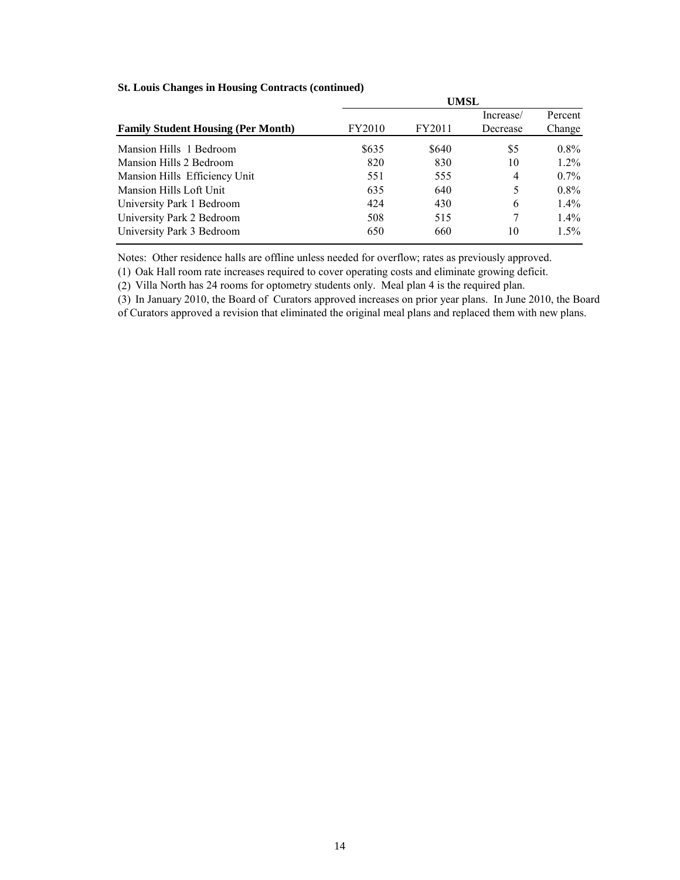**St. Louis Changes in Housing Contracts (continued)**

| | UMSL | | | |
|---|---|---|---|---|
| **Family Student Housing (Per Month)** | FY2010 | FY2011 | Increase/ Decrease | Percent Change |
| Mansion Hills 1 Bedroom | \$635 | \$640 | \$5 | 0.8% |
| Mansion Hills 2 Bedroom | 820 | 830 | 10 | 1.2% |
| Mansion Hills Efficiency Unit | 551 | 555 | 4 | 0.7% |
| Mansion Hills Loft Unit | 635 | 640 | 5 | 0.8% |
| University Park 1 Bedroom | 424 | 430 | 6 | 1.4% |
| University Park 2 Bedroom | 508 | 515 | 7 | 1.4% |
| University Park 3 Bedroom | 650 | 660 | 10 | 1.5% |

Notes: Other residence halls are offline unless needed for overflow; rates as previously approved.

(1) Oak Hall room rate increases required to cover operating costs and eliminate growing deficit.

(2) Villa North has 24 rooms for optometry students only. Meal plan 4 is the required plan.

(3) In January 2010, the Board of Curators approved increases on prior year plans. In June 2010, the Board of Curators approved a revision that eliminated the original meal plans and replaced them with new plans.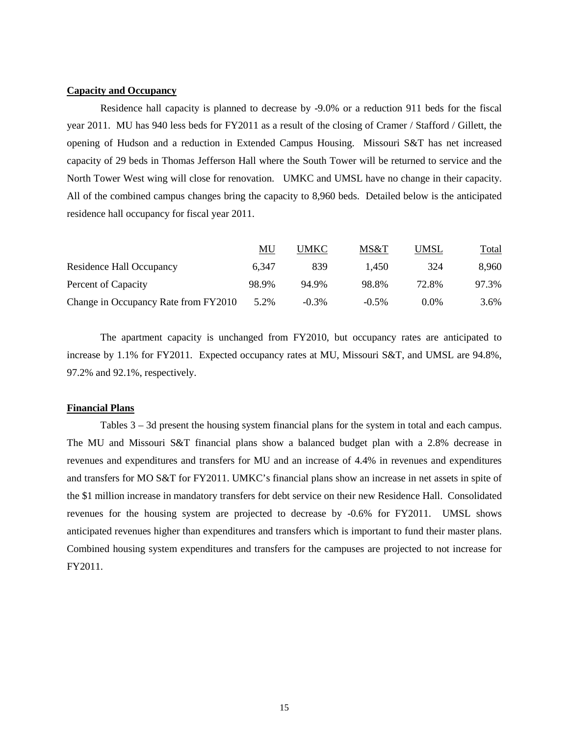**Capacity and Occupancy**

Residence hall capacity is planned to decrease by -9.0% or a reduction 911 beds for the fiscal year 2011. MU has 940 less beds for FY2011 as a result of the closing of Cramer / Stafford / Gillett, the opening of Hudson and a reduction in Extended Campus Housing. Missouri S&T has net increased capacity of 29 beds in Thomas Jefferson Hall where the South Tower will be returned to service and the North Tower West wing will close for renovation. UMKC and UMSL have no change in their capacity. All of the combined campus changes bring the capacity to 8,960 beds. Detailed below is the anticipated residence hall occupancy for fiscal year 2011.

| | MU | UMKC | MS&T | UMSL | Total |
|---|---|---|---|---|---|
| Residence Hall Occupancy | 6,347 | 839 | 1,450 | 324 | 8,960 |
| Percent of Capacity | 98.9% | 94.9% | 98.8% | 72.8% | 97.3% |
| Change in Occupancy Rate from FY2010 | 5.2% | -0.3% | -0.5% | 0.0% | 3.6% |

The apartment capacity is unchanged from FY2010, but occupancy rates are anticipated to increase by 1.1% for FY2011. Expected occupancy rates at MU, Missouri S&T, and UMSL are 94.8%, 97.2% and 92.1%, respectively.

**Financial Plans**

Tables 3 – 3d present the housing system financial plans for the system in total and each campus. The MU and Missouri S&T financial plans show a balanced budget plan with a 2.8% decrease in revenues and expenditures and transfers for MU and an increase of 4.4% in revenues and expenditures and transfers for MO S&T for FY2011. UMKC's financial plans show an increase in net assets in spite of the $1 million increase in mandatory transfers for debt service on their new Residence Hall. Consolidated revenues for the housing system are projected to decrease by -0.6% for FY2011. UMSL shows anticipated revenues higher than expenditures and transfers which is important to fund their master plans. Combined housing system expenditures and transfers for the campuses are projected to not increase for FY2011.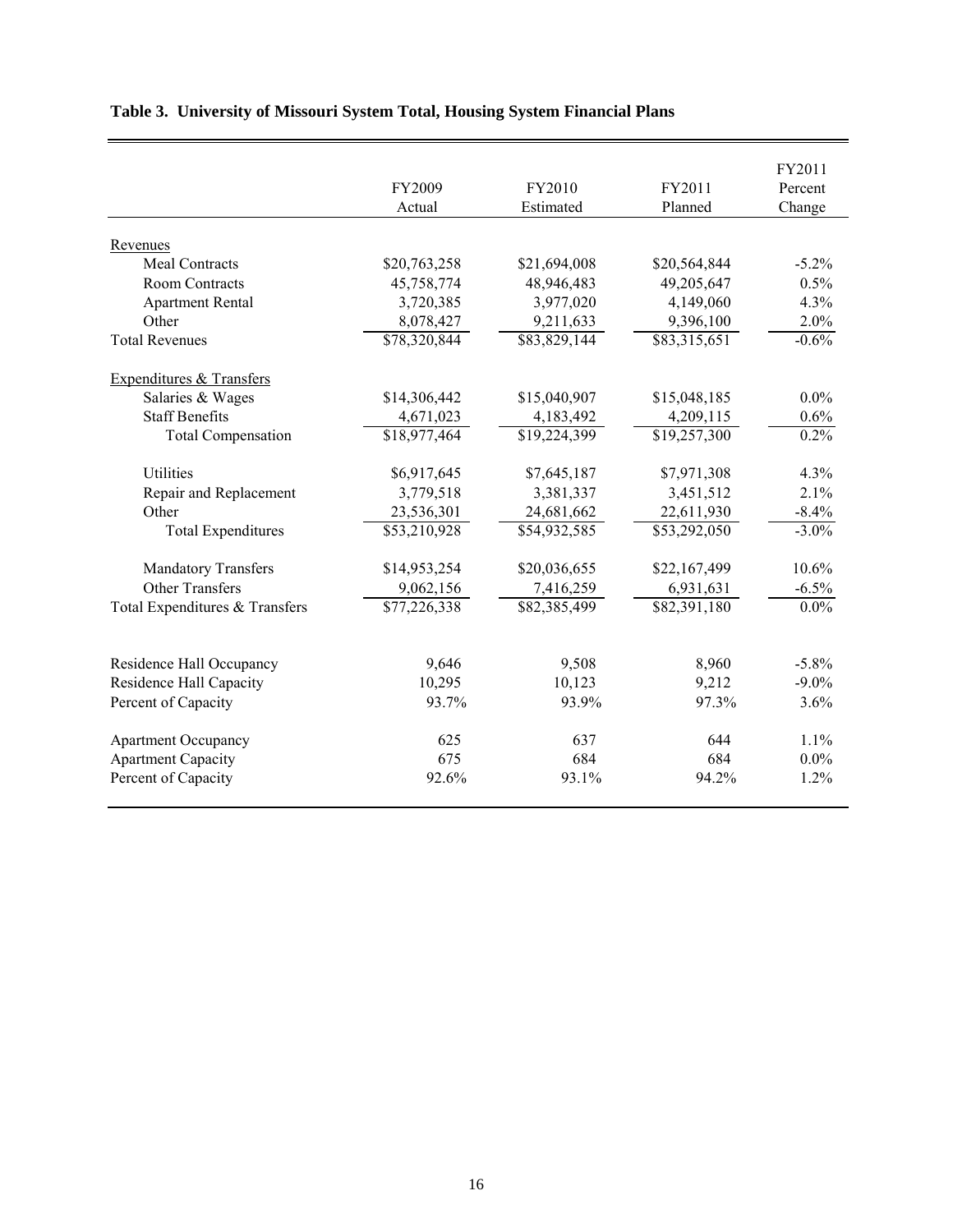**Table 3. University of Missouri System Total, Housing System Financial Plans**

| | FY2009 Actual | FY2010 Estimated | FY2011 Planned | FY2011 Percent Change |
|---|---|---|---|---|
| Revenues | | | | |
| Meal Contracts | $20,763,258 | $21,694,008 | $20,564,844 | -5.2% |
| Room Contracts | 45,758,774 | 48,946,483 | 49,205,647 | 0.5% |
| Apartment Rental | 3,720,385 | 3,977,020 | 4,149,060 | 4.3% |
| Other | 8,078,427 | 9,211,633 | 9,396,100 | 2.0% |
| Total Revenues | $78,320,844 | $83,829,144 | $83,315,651 | -0.6% |
| Expenditures & Transfers | | | | |
| Salaries & Wages | $14,306,442 | $15,040,907 | $15,048,185 | 0.0% |
| Staff Benefits | 4,671,023 | 4,183,492 | 4,209,115 | 0.6% |
| Total Compensation | $18,977,464 | $19,224,399 | $19,257,300 | 0.2% |
| Utilities | $6,917,645 | $7,645,187 | $7,971,308 | 4.3% |
| Repair and Replacement | 3,779,518 | 3,381,337 | 3,451,512 | 2.1% |
| Other | 23,536,301 | 24,681,662 | 22,611,930 | -8.4% |
| Total Expenditures | $53,210,928 | $54,932,585 | $53,292,050 | -3.0% |
| Mandatory Transfers | $14,953,254 | $20,036,655 | $22,167,499 | 10.6% |
| Other Transfers | 9,062,156 | 7,416,259 | 6,931,631 | -6.5% |
| Total Expenditures & Transfers | $77,226,338 | $82,385,499 | $82,391,180 | 0.0% |
| Residence Hall Occupancy | 9,646 | 9,508 | 8,960 | -5.8% |
| Residence Hall Capacity | 10,295 | 10,123 | 9,212 | -9.0% |
| Percent of Capacity | 93.7% | 93.9% | 97.3% | 3.6% |
| Apartment Occupancy | 625 | 637 | 644 | 1.1% |
| Apartment Capacity | 675 | 684 | 684 | 0.0% |
| Percent of Capacity | 92.6% | 93.1% | 94.2% | 1.2% |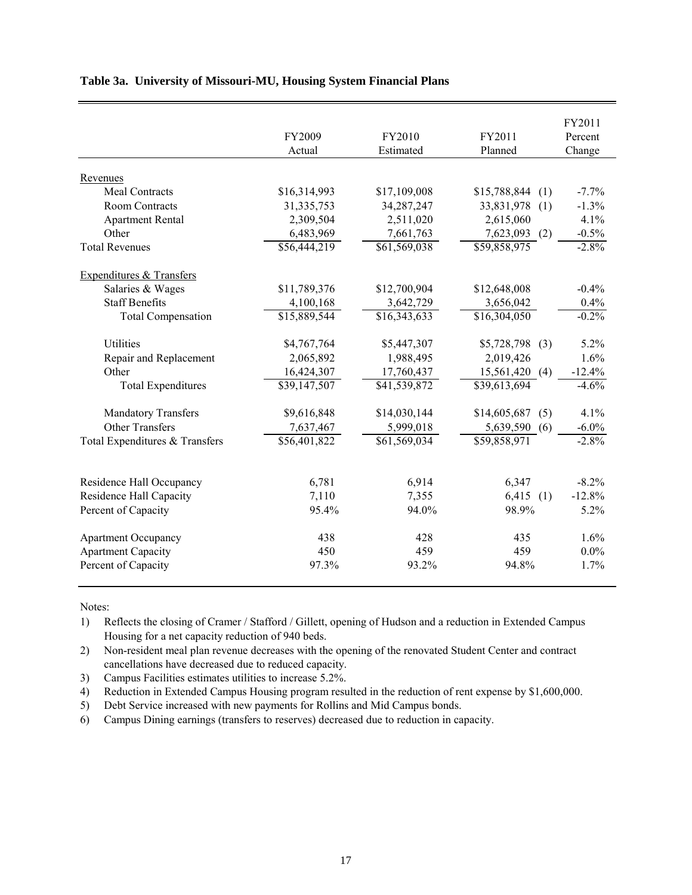**Table 3a. University of Missouri-MU, Housing System Financial Plans**

| | FY2009 Actual | FY2010 Estimated | FY2011 Planned | | FY2011 Percent Change |
|---|---|---|---|---|---|
| Revenues | | | | | |
| Meal Contracts | $16,314,993 | $17,109,008 | $15,788,844 | (1) | -7.7% |
| Room Contracts | 31,335,753 | 34,287,247 | 33,831,978 | (1) | -1.3% |
| Apartment Rental | 2,309,504 | 2,511,020 | 2,615,060 | | 4.1% |
| Other | 6,483,969 | 7,661,763 | 7,623,093 | (2) | -0.5% |
| Total Revenues | $56,444,219 | $61,569,038 | $59,858,975 | | -2.8% |
| Expenditures & Transfers | | | | | |
| Salaries & Wages | $11,789,376 | $12,700,904 | $12,648,008 | | -0.4% |
| Staff Benefits | 4,100,168 | 3,642,729 | 3,656,042 | | 0.4% |
| Total Compensation | $15,889,544 | $16,343,633 | $16,304,050 | | -0.2% |
| Utilities | $4,767,764 | $5,447,307 | $5,728,798 | (3) | 5.2% |
| Repair and Replacement | 2,065,892 | 1,988,495 | 2,019,426 | | 1.6% |
| Other | 16,424,307 | 17,760,437 | 15,561,420 | (4) | -12.4% |
| Total Expenditures | $39,147,507 | $41,539,872 | $39,613,694 | | -4.6% |
| Mandatory Transfers | $9,616,848 | $14,030,144 | $14,605,687 | (5) | 4.1% |
| Other Transfers | 7,637,467 | 5,999,018 | 5,639,590 | (6) | -6.0% |
| Total Expenditures & Transfers | $56,401,822 | $61,569,034 | $59,858,971 | | -2.8% |
| Residence Hall Occupancy | 6,781 | 6,914 | 6,347 | | -8.2% |
| Residence Hall Capacity | 7,110 | 7,355 | 6,415 | (1) | -12.8% |
| Percent of Capacity | 95.4% | 94.0% | 98.9% | | 5.2% |
| Apartment Occupancy | 438 | 428 | 435 | | 1.6% |
| Apartment Capacity | 450 | 459 | 459 | | 0.0% |
| Percent of Capacity | 97.3% | 93.2% | 94.8% | | 1.7% |

Notes:

1) Reflects the closing of Cramer / Stafford / Gillett, opening of Hudson and a reduction in Extended Campus Housing for a net capacity reduction of 940 beds.
2) Non-resident meal plan revenue decreases with the opening of the renovated Student Center and contract cancellations have decreased due to reduced capacity.
3) Campus Facilities estimates utilities to increase 5.2%.
4) Reduction in Extended Campus Housing program resulted in the reduction of rent expense by $1,600,000.
5) Debt Service increased with new payments for Rollins and Mid Campus bonds.
6) Campus Dining earnings (transfers to reserves) decreased due to reduction in capacity.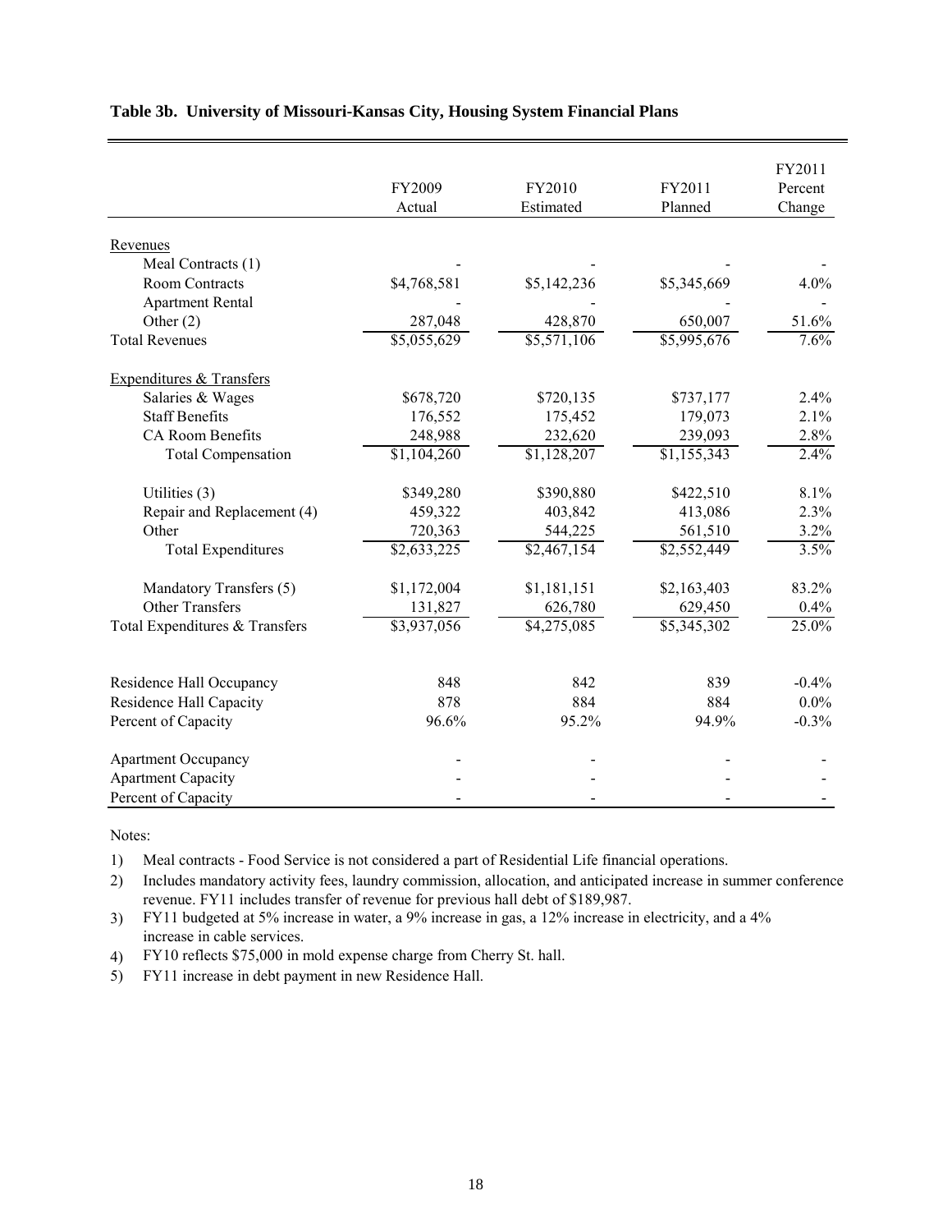**Table 3b. University of Missouri-Kansas City, Housing System Financial Plans**

| | FY2009 Actual | FY2010 Estimated | FY2011 Planned | FY2011 Percent Change |
|---|---|---|---|---|
| Revenues | | | | |
| Meal Contracts (1) | - | - | - | - |
| Room Contracts | $4,768,581 | $5,142,236 | $5,345,669 | 4.0% |
| Apartment Rental | - | - | - | - |
| Other (2) | 287,048 | 428,870 | 650,007 | 51.6% |
| Total Revenues | $5,055,629 | $5,571,106 | $5,995,676 | 7.6% |
| Expenditures & Transfers | | | | |
| Salaries & Wages | $678,720 | $720,135 | $737,177 | 2.4% |
| Staff Benefits | 176,552 | 175,452 | 179,073 | 2.1% |
| CA Room Benefits | 248,988 | 232,620 | 239,093 | 2.8% |
| Total Compensation | $1,104,260 | $1,128,207 | $1,155,343 | 2.4% |
| Utilities (3) | $349,280 | $390,880 | $422,510 | 8.1% |
| Repair and Replacement (4) | 459,322 | 403,842 | 413,086 | 2.3% |
| Other | 720,363 | 544,225 | 561,510 | 3.2% |
| Total Expenditures | $2,633,225 | $2,467,154 | $2,552,449 | 3.5% |
| Mandatory Transfers (5) | $1,172,004 | $1,181,151 | $2,163,403 | 83.2% |
| Other Transfers | 131,827 | 626,780 | 629,450 | 0.4% |
| Total Expenditures & Transfers | $3,937,056 | $4,275,085 | $5,345,302 | 25.0% |
| Residence Hall Occupancy | 848 | 842 | 839 | -0.4% |
| Residence Hall Capacity | 878 | 884 | 884 | 0.0% |
| Percent of Capacity | 96.6% | 95.2% | 94.9% | -0.3% |
| Apartment Occupancy | - | - | - | - |
| Apartment Capacity | - | - | - | - |
| Percent of Capacity | - | - | - | - |

Notes:

1) Meal contracts - Food Service is not considered a part of Residential Life financial operations.
2) Includes mandatory activity fees, laundry commission, allocation, and anticipated increase in summer conference revenue. FY11 includes transfer of revenue for previous hall debt of $189,987.
3) FY11 budgeted at 5% increase in water, a 9% increase in gas, a 12% increase in electricity, and a 4% increase in cable services.
4) FY10 reflects $75,000 in mold expense charge from Cherry St. hall.
5) FY11 increase in debt payment in new Residence Hall.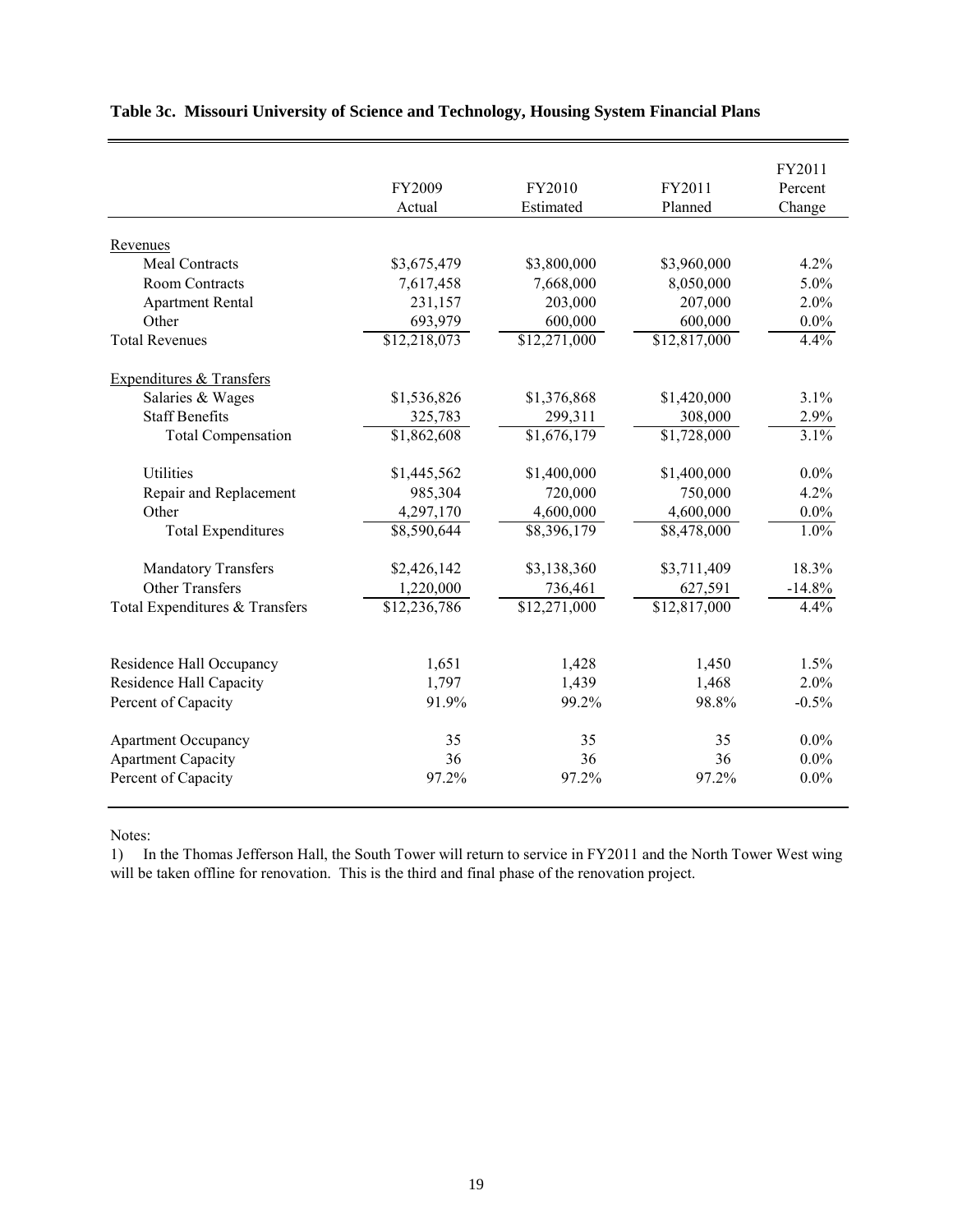**Table 3c. Missouri University of Science and Technology, Housing System Financial Plans**

| | FY2009 Actual | FY2010 Estimated | FY2011 Planned | FY2011 Percent Change |
|---|---|---|---|---|
| Revenues | | | | |
| Meal Contracts | $3,675,479 | $3,800,000 | $3,960,000 | 4.2% |
| Room Contracts | 7,617,458 | 7,668,000 | 8,050,000 | 5.0% |
| Apartment Rental | 231,157 | 203,000 | 207,000 | 2.0% |
| Other | 693,979 | 600,000 | 600,000 | 0.0% |
| Total Revenues | $12,218,073 | $12,271,000 | $12,817,000 | 4.4% |
| Expenditures & Transfers | | | | |
| Salaries & Wages | $1,536,826 | $1,376,868 | $1,420,000 | 3.1% |
| Staff Benefits | 325,783 | 299,311 | 308,000 | 2.9% |
| Total Compensation | $1,862,608 | $1,676,179 | $1,728,000 | 3.1% |
| Utilities | $1,445,562 | $1,400,000 | $1,400,000 | 0.0% |
| Repair and Replacement | 985,304 | 720,000 | 750,000 | 4.2% |
| Other | 4,297,170 | 4,600,000 | 4,600,000 | 0.0% |
| Total Expenditures | $8,590,644 | $8,396,179 | $8,478,000 | 1.0% |
| Mandatory Transfers | $2,426,142 | $3,138,360 | $3,711,409 | 18.3% |
| Other Transfers | 1,220,000 | 736,461 | 627,591 | -14.8% |
| Total Expenditures & Transfers | $12,236,786 | $12,271,000 | $12,817,000 | 4.4% |
| Residence Hall Occupancy | 1,651 | 1,428 | 1,450 | 1.5% |
| Residence Hall Capacity | 1,797 | 1,439 | 1,468 | 2.0% |
| Percent of Capacity | 91.9% | 99.2% | 98.8% | -0.5% |
| Apartment Occupancy | 35 | 35 | 35 | 0.0% |
| Apartment Capacity | 36 | 36 | 36 | 0.0% |
| Percent of Capacity | 97.2% | 97.2% | 97.2% | 0.0% |

Notes:

1) In the Thomas Jefferson Hall, the South Tower will return to service in FY2011 and the North Tower West wing will be taken offline for renovation. This is the third and final phase of the renovation project.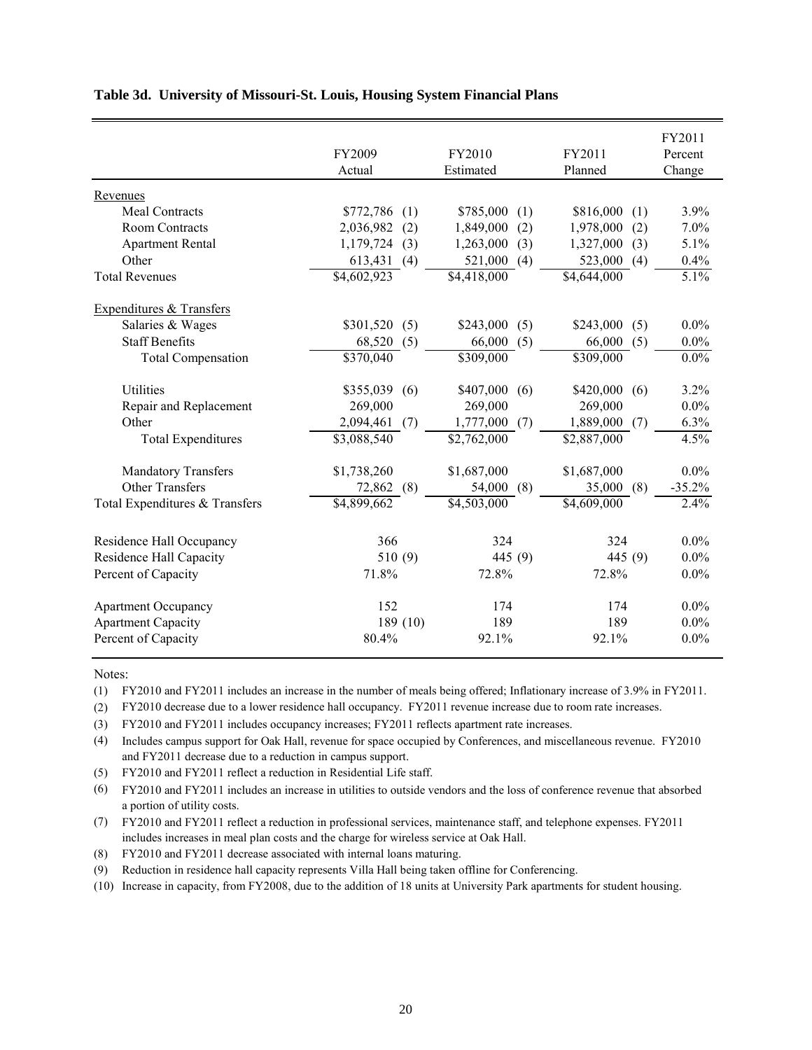**Table 3d. University of Missouri-St. Louis, Housing System Financial Plans**

| | FY2009 Actual | FY2010 Estimated | FY2011 Planned | FY2011 Percent Change |
|---|---|---|---|---|
| Revenues | | | | |
| Meal Contracts | $772,786 (1) | $785,000 (1) | $816,000 (1) | 3.9% |
| Room Contracts | 2,036,982 (2) | 1,849,000 (2) | 1,978,000 (2) | 7.0% |
| Apartment Rental | 1,179,724 (3) | 1,263,000 (3) | 1,327,000 (3) | 5.1% |
| Other | 613,431 (4) | 521,000 (4) | 523,000 (4) | 0.4% |
| Total Revenues | $4,602,923 | $4,418,000 | $4,644,000 | 5.1% |
| Expenditures & Transfers | | | | |
| Salaries & Wages | $301,520 (5) | $243,000 (5) | $243,000 (5) | 0.0% |
| Staff Benefits | 68,520 (5) | 66,000 (5) | 66,000 (5) | 0.0% |
| Total Compensation | $370,040 | $309,000 | $309,000 | 0.0% |
| Utilities | $355,039 (6) | $407,000 (6) | $420,000 (6) | 3.2% |
| Repair and Replacement | 269,000 | 269,000 | 269,000 | 0.0% |
| Other | 2,094,461 (7) | 1,777,000 (7) | 1,889,000 (7) | 6.3% |
| Total Expenditures | $3,088,540 | $2,762,000 | $2,887,000 | 4.5% |
| Mandatory Transfers | $1,738,260 | $1,687,000 | $1,687,000 | 0.0% |
| Other Transfers | 72,862 (8) | 54,000 (8) | 35,000 (8) | -35.2% |
| Total Expenditures & Transfers | $4,899,662 | $4,503,000 | $4,609,000 | 2.4% |
| Residence Hall Occupancy | 366 | 324 | 324 | 0.0% |
| Residence Hall Capacity | 510 (9) | 445 (9) | 445 (9) | 0.0% |
| Percent of Capacity | 71.8% | 72.8% | 72.8% | 0.0% |
| Apartment Occupancy | 152 | 174 | 174 | 0.0% |
| Apartment Capacity | 189 (10) | 189 | 189 | 0.0% |
| Percent of Capacity | 80.4% | 92.1% | 92.1% | 0.0% |

Notes:

(1) FY2010 and FY2011 includes an increase in the number of meals being offered; Inflationary increase of 3.9% in FY2011.

(2) FY2010 decrease due to a lower residence hall occupancy. FY2011 revenue increase due to room rate increases.

(3) FY2010 and FY2011 includes occupancy increases; FY2011 reflects apartment rate increases.

(4) Includes campus support for Oak Hall, revenue for space occupied by Conferences, and miscellaneous revenue. FY2010 and FY2011 decrease due to a reduction in campus support.

(5) FY2010 and FY2011 reflect a reduction in Residential Life staff.

(6) FY2010 and FY2011 includes an increase in utilities to outside vendors and the loss of conference revenue that absorbed a portion of utility costs.

(7) FY2010 and FY2011 reflect a reduction in professional services, maintenance staff, and telephone expenses. FY2011 includes increases in meal plan costs and the charge for wireless service at Oak Hall.

(8) FY2010 and FY2011 decrease associated with internal loans maturing.

(9) Reduction in residence hall capacity represents Villa Hall being taken offline for Conferencing.

(10) Increase in capacity, from FY2008, due to the addition of 18 units at University Park apartments for student housing.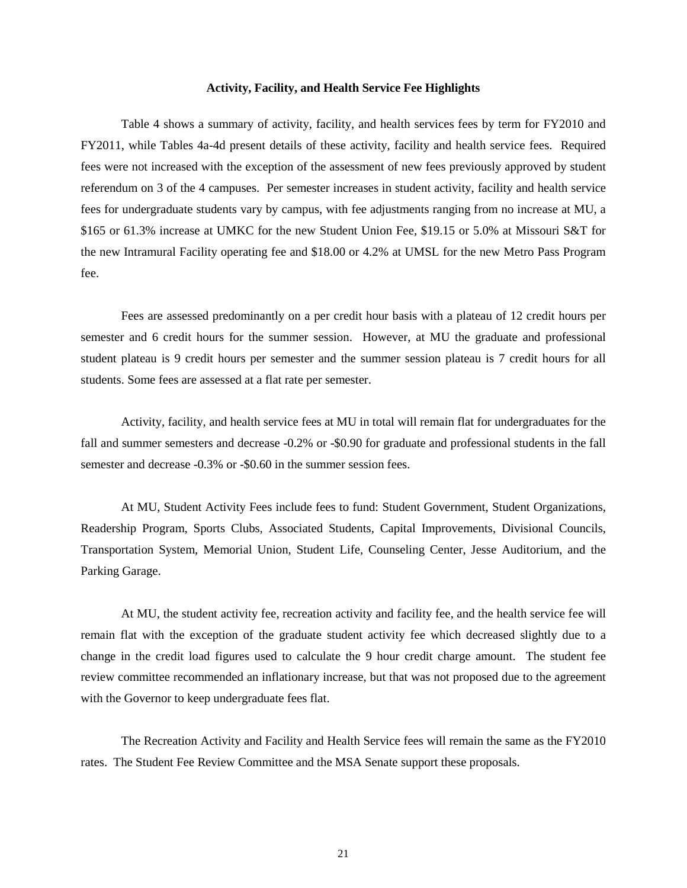**Activity, Facility, and Health Service Fee Highlights**

Table 4 shows a summary of activity, facility, and health services fees by term for FY2010 and FY2011, while Tables 4a-4d present details of these activity, facility and health service fees. Required fees were not increased with the exception of the assessment of new fees previously approved by student referendum on 3 of the 4 campuses. Per semester increases in student activity, facility and health service fees for undergraduate students vary by campus, with fee adjustments ranging from no increase at MU, a $165 or 61.3% increase at UMKC for the new Student Union Fee, $19.15 or 5.0% at Missouri S&T for the new Intramural Facility operating fee and $18.00 or 4.2% at UMSL for the new Metro Pass Program fee.

Fees are assessed predominantly on a per credit hour basis with a plateau of 12 credit hours per semester and 6 credit hours for the summer session. However, at MU the graduate and professional student plateau is 9 credit hours per semester and the summer session plateau is 7 credit hours for all students. Some fees are assessed at a flat rate per semester.

Activity, facility, and health service fees at MU in total will remain flat for undergraduates for the fall and summer semesters and decrease -0.2% or -$0.90 for graduate and professional students in the fall semester and decrease -0.3% or -$0.60 in the summer session fees.

At MU, Student Activity Fees include fees to fund: Student Government, Student Organizations, Readership Program, Sports Clubs, Associated Students, Capital Improvements, Divisional Councils, Transportation System, Memorial Union, Student Life, Counseling Center, Jesse Auditorium, and the Parking Garage.

At MU, the student activity fee, recreation activity and facility fee, and the health service fee will remain flat with the exception of the graduate student activity fee which decreased slightly due to a change in the credit load figures used to calculate the 9 hour credit charge amount. The student fee review committee recommended an inflationary increase, but that was not proposed due to the agreement with the Governor to keep undergraduate fees flat.

The Recreation Activity and Facility and Health Service fees will remain the same as the FY2010 rates. The Student Fee Review Committee and the MSA Senate support these proposals.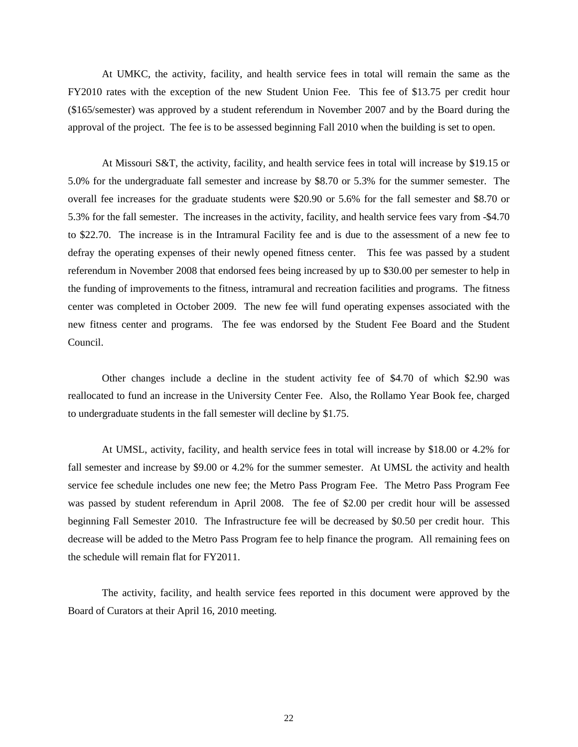At UMKC, the activity, facility, and health service fees in total will remain the same as the FY2010 rates with the exception of the new Student Union Fee. This fee of $13.75 per credit hour ($165/semester) was approved by a student referendum in November 2007 and by the Board during the approval of the project. The fee is to be assessed beginning Fall 2010 when the building is set to open.

At Missouri S&T, the activity, facility, and health service fees in total will increase by $19.15 or 5.0% for the undergraduate fall semester and increase by $8.70 or 5.3% for the summer semester. The overall fee increases for the graduate students were $20.90 or 5.6% for the fall semester and $8.70 or 5.3% for the fall semester. The increases in the activity, facility, and health service fees vary from -$4.70 to $22.70. The increase is in the Intramural Facility fee and is due to the assessment of a new fee to defray the operating expenses of their newly opened fitness center. This fee was passed by a student referendum in November 2008 that endorsed fees being increased by up to $30.00 per semester to help in the funding of improvements to the fitness, intramural and recreation facilities and programs. The fitness center was completed in October 2009. The new fee will fund operating expenses associated with the new fitness center and programs. The fee was endorsed by the Student Fee Board and the Student Council.

Other changes include a decline in the student activity fee of $4.70 of which $2.90 was reallocated to fund an increase in the University Center Fee. Also, the Rollamo Year Book fee, charged to undergraduate students in the fall semester will decline by $1.75.

At UMSL, activity, facility, and health service fees in total will increase by $18.00 or 4.2% for fall semester and increase by $9.00 or 4.2% for the summer semester. At UMSL the activity and health service fee schedule includes one new fee; the Metro Pass Program Fee. The Metro Pass Program Fee was passed by student referendum in April 2008. The fee of $2.00 per credit hour will be assessed beginning Fall Semester 2010. The Infrastructure fee will be decreased by $0.50 per credit hour. This decrease will be added to the Metro Pass Program fee to help finance the program. All remaining fees on the schedule will remain flat for FY2011.

The activity, facility, and health service fees reported in this document were approved by the Board of Curators at their April 16, 2010 meeting.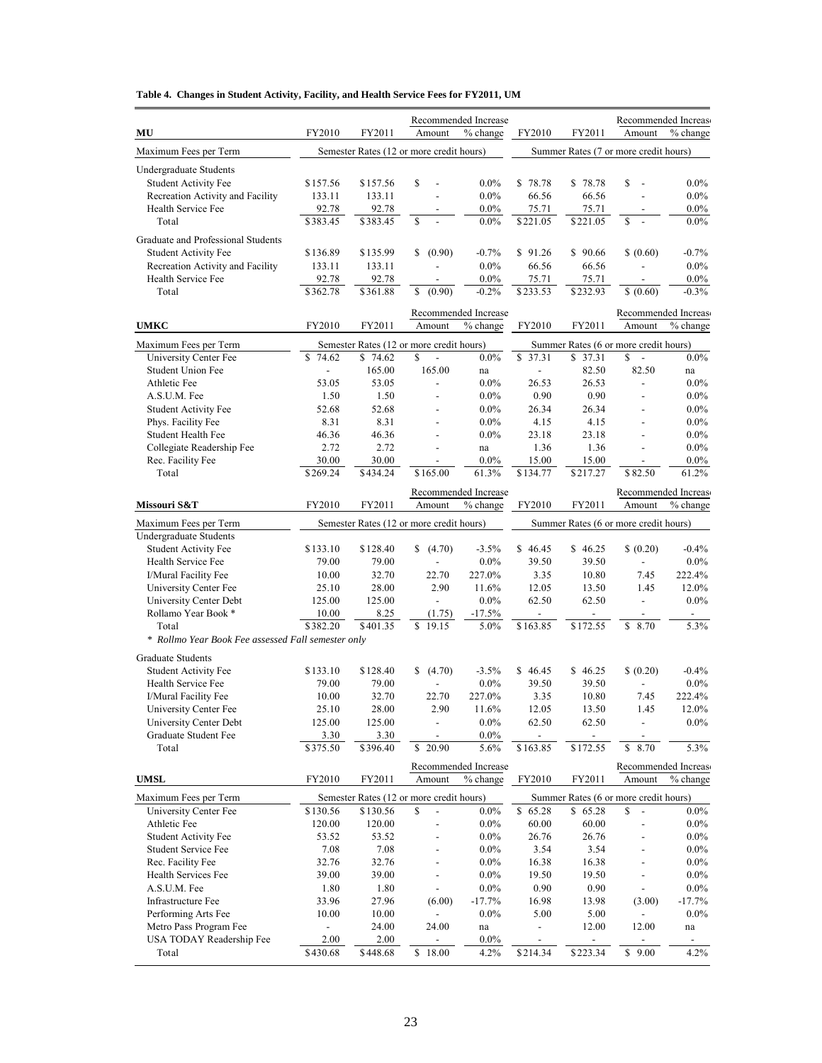**Table 4. Changes in Student Activity, Facility, and Health Service Fees for FY2011, UM**

| MU | FY2010 | FY2011 | Recommended Increase Amount | Recommended Increase % change | FY2010 | FY2011 | Recommended Increase Amount | Recommended Increase % change |
|---|---|---|---|---|---|---|---|---|
| Maximum Fees per Term | Semester Rates (12 or more credit hours) | | | | Summer Rates (7 or more credit hours) | | | |
| Undergraduate Students | | | | | | | | |
| Student Activity Fee | $157.56 | $157.56 | $ - | 0.0% | $ 78.78 | $ 78.78 | $ - | 0.0% |
| Recreation Activity and Facility | 133.11 | 133.11 | - | 0.0% | 66.56 | 66.56 | - | 0.0% |
| Health Service Fee | 92.78 | 92.78 | - | 0.0% | 75.71 | 75.71 | - | 0.0% |
| Total | $383.45 | $383.45 | $ - | 0.0% | $221.05 | $221.05 | $ - | 0.0% |
| Graduate and Professional Students | | | | | | | | |
| Student Activity Fee | $136.89 | $135.99 | $ (0.90) | -0.7% | $ 91.26 | $ 90.66 | $ (0.60) | -0.7% |
| Recreation Activity and Facility | 133.11 | 133.11 | - | 0.0% | 66.56 | 66.56 | - | 0.0% |
| Health Service Fee | 92.78 | 92.78 | - | 0.0% | 75.71 | 75.71 | - | 0.0% |
| Total | $362.78 | $361.88 | $ (0.90) | -0.2% | $233.53 | $232.93 | $ (0.60) | -0.3% |

| UMKC | FY2010 | FY2011 | Recommended Increase Amount | Recommended Increase % change | FY2010 | FY2011 | Recommended Increase Amount | Recommended Increase % change |
|---|---|---|---|---|---|---|---|---|
| Maximum Fees per Term | Semester Rates (12 or more credit hours) | | | | Summer Rates (6 or more credit hours) | | | |
| University Center Fee | $ 74.62 | $ 74.62 | $ - | 0.0% | $ 37.31 | $ 37.31 | $ - | 0.0% |
| Student Union Fee | - | 165.00 | 165.00 | na | - | 82.50 | 82.50 | na |
| Athletic Fee | 53.05 | 53.05 | - | 0.0% | 26.53 | 26.53 | - | 0.0% |
| A.S.U.M. Fee | 1.50 | 1.50 | - | 0.0% | 0.90 | 0.90 | - | 0.0% |
| Student Activity Fee | 52.68 | 52.68 | - | 0.0% | 26.34 | 26.34 | - | 0.0% |
| Phys. Facility Fee | 8.31 | 8.31 | - | 0.0% | 4.15 | 4.15 | - | 0.0% |
| Student Health Fee | 46.36 | 46.36 | - | 0.0% | 23.18 | 23.18 | - | 0.0% |
| Collegiate Readership Fee | 2.72 | 2.72 | - | na | 1.36 | 1.36 | - | 0.0% |
| Rec. Facility Fee | 30.00 | 30.00 | - | 0.0% | 15.00 | 15.00 | - | 0.0% |
| Total | $269.24 | $434.24 | $165.00 | 61.3% | $134.77 | $217.27 | $82.50 | 61.2% |

| Missouri S&T | FY2010 | FY2011 | Recommended Increase Amount | Recommended Increase % change | FY2010 | FY2011 | Recommended Increase Amount | Recommended Increase % change |
|---|---|---|---|---|---|---|---|---|
| Maximum Fees per Term | Semester Rates (12 or more credit hours) | | | | Summer Rates (6 or more credit hours) | | | |
| Undergraduate Students | | | | | | | | |
| Student Activity Fee | $133.10 | $128.40 | $ (4.70) | -3.5% | $ 46.45 | $ 46.25 | $ (0.20) | -0.4% |
| Health Service Fee | 79.00 | 79.00 | - | 0.0% | 39.50 | 39.50 | - | 0.0% |
| I/Mural Facility Fee | 10.00 | 32.70 | 22.70 | 227.0% | 3.35 | 10.80 | 7.45 | 222.4% |
| University Center Fee | 25.10 | 28.00 | 2.90 | 11.6% | 12.05 | 13.50 | 1.45 | 12.0% |
| University Center Debt | 125.00 | 125.00 | - | 0.0% | 62.50 | 62.50 | - | 0.0% |
| Rollamo Year Book * | 10.00 | 8.25 | (1.75) | -17.5% | - | - | - | - |
| Total | $382.20 | $401.35 | $ 19.15 | 5.0% | $163.85 | $172.55 | $ 8.70 | 5.3% |
| *\* Rollmo Year Book Fee assessed Fall semester only* | | | | | | | | |
| Graduate Students | | | | | | | | |
| Student Activity Fee | $133.10 | $128.40 | $ (4.70) | -3.5% | $ 46.45 | $ 46.25 | $ (0.20) | -0.4% |
| Health Service Fee | 79.00 | 79.00 | - | 0.0% | 39.50 | 39.50 | - | 0.0% |
| I/Mural Facility Fee | 10.00 | 32.70 | 22.70 | 227.0% | 3.35 | 10.80 | 7.45 | 222.4% |
| University Center Fee | 25.10 | 28.00 | 2.90 | 11.6% | 12.05 | 13.50 | 1.45 | 12.0% |
| University Center Debt | 125.00 | 125.00 | - | 0.0% | 62.50 | 62.50 | - | 0.0% |
| Graduate Student Fee | 3.30 | 3.30 | - | 0.0% | - | - | - | |
| Total | $375.50 | $396.40 | $ 20.90 | 5.6% | $163.85 | $172.55 | $ 8.70 | 5.3% |

| UMSL | FY2010 | FY2011 | Recommended Increase Amount | Recommended Increase % change | FY2010 | FY2011 | Recommended Increase Amount | Recommended Increase % change |
|---|---|---|---|---|---|---|---|---|
| Maximum Fees per Term | Semester Rates (12 or more credit hours) | | | | Summer Rates (6 or more credit hours) | | | |
| University Center Fee | $130.56 | $130.56 | $ - | 0.0% | $ 65.28 | $ 65.28 | $ - | 0.0% |
| Athletic Fee | 120.00 | 120.00 | - | 0.0% | 60.00 | 60.00 | - | 0.0% |
| Student Activity Fee | 53.52 | 53.52 | - | 0.0% | 26.76 | 26.76 | - | 0.0% |
| Student Service Fee | 7.08 | 7.08 | - | 0.0% | 3.54 | 3.54 | - | 0.0% |
| Rec. Facility Fee | 32.76 | 32.76 | - | 0.0% | 16.38 | 16.38 | - | 0.0% |
| Health Services Fee | 39.00 | 39.00 | - | 0.0% | 19.50 | 19.50 | - | 0.0% |
| A.S.U.M. Fee | 1.80 | 1.80 | - | 0.0% | 0.90 | 0.90 | - | 0.0% |
| Infrastructure Fee | 33.96 | 27.96 | (6.00) | -17.7% | 16.98 | 13.98 | (3.00) | -17.7% |
| Performing Arts Fee | 10.00 | 10.00 | - | 0.0% | 5.00 | 5.00 | - | 0.0% |
| Metro Pass Program Fee | - | 24.00 | 24.00 | na | - | 12.00 | 12.00 | na |
| USA TODAY Readership Fee | 2.00 | 2.00 | - | 0.0% | - | - | - | - |
| Total | $430.68 | $448.68 | $ 18.00 | 4.2% | $214.34 | $223.34 | $ 9.00 | 4.2% |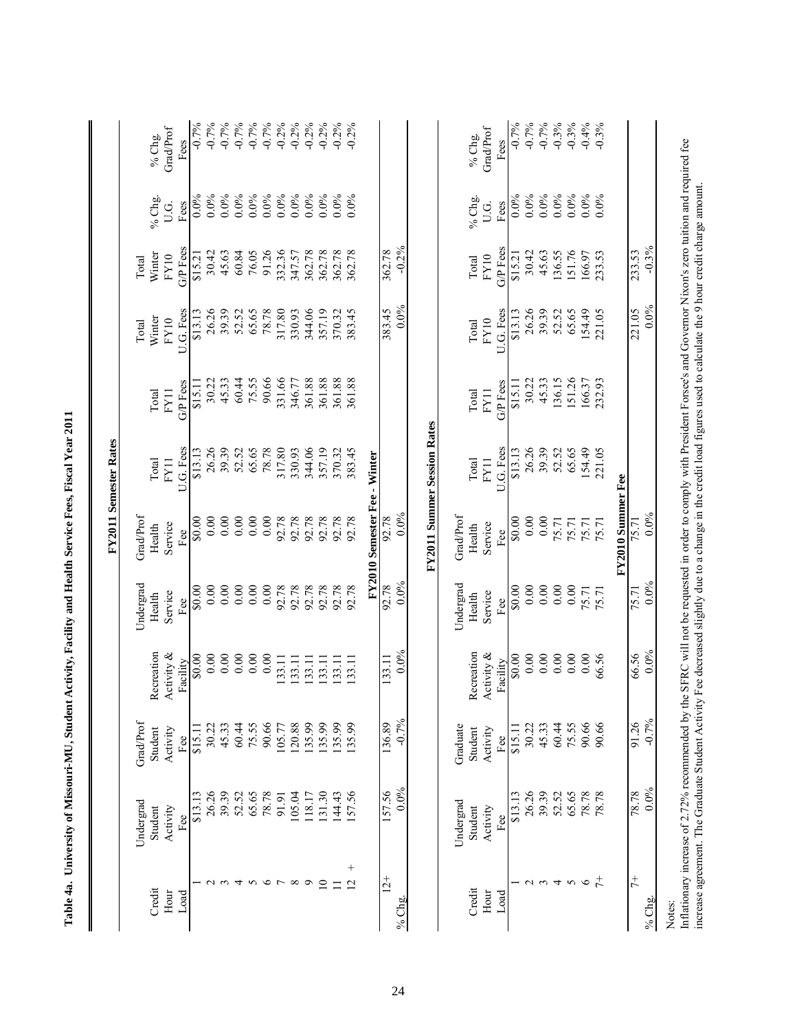**Table 4a. University of Missouri-MU, Student Activity, Facility and Health Service Fees, Fiscal Year 2011**

**FY2011 Semester Rates**

| Credit Hour Load | Undergrad Student Activity Fee | Grad/Prof Student Activity Fee | Recreation Activity & Facility | Undergrad Health Service Fee | Grad/Prof Health Service Fee | Total FY11 U.G. Fees | Total FY11 G/P Fees | Total Winter FY10 U.G. Fees | Total Winter FY10 G/P Fees | % Chg. U.G. Fees | % Chg. Grad/Prof Fees |
|---|---|---|---|---|---|---|---|---|---|---|---|
| 1 | $13.13 | $15.11 | $0.00 | $0.00 | $0.00 | $13.13 | $15.11 | $13.13 | $15.21 | 0.0% | -0.7% |
| 2 | 26.26 | 30.22 | 0.00 | 0.00 | 0.00 | 26.26 | 30.22 | 26.26 | 30.42 | 0.0% | -0.7% |
| 3 | 39.39 | 45.33 | 0.00 | 0.00 | 0.00 | 39.39 | 45.33 | 39.39 | 45.63 | 0.0% | -0.7% |
| 4 | 52.52 | 60.44 | 0.00 | 0.00 | 0.00 | 52.52 | 60.44 | 52.52 | 60.84 | 0.0% | -0.7% |
| 5 | 65.65 | 75.55 | 0.00 | 0.00 | 0.00 | 65.65 | 75.55 | 65.65 | 76.05 | 0.0% | -0.7% |
| 6 | 78.78 | 90.66 | 0.00 | 0.00 | 0.00 | 78.78 | 90.66 | 78.78 | 91.26 | 0.0% | -0.7% |
| 7 | 91.91 | 105.77 | 133.11 | 92.78 | 92.78 | 317.80 | 331.66 | 317.80 | 332.36 | 0.0% | -0.2% |
| 8 | 105.04 | 120.88 | 133.11 | 92.78 | 92.78 | 330.93 | 346.77 | 330.93 | 347.57 | 0.0% | -0.2% |
| 9 | 118.17 | 135.99 | 133.11 | 92.78 | 92.78 | 344.06 | 361.88 | 344.06 | 362.78 | 0.0% | -0.2% |
| 10 | 131.30 | 135.99 | 133.11 | 92.78 | 92.78 | 357.19 | 361.88 | 357.19 | 362.78 | 0.0% | -0.2% |
| 11 | 144.43 | 135.99 | 133.11 | 92.78 | 92.78 | 370.32 | 361.88 | 370.32 | 362.78 | 0.0% | -0.2% |
| 12 + | 157.56 | 135.99 | 133.11 | 92.78 | 92.78 | 383.45 | 361.88 | 383.45 | 362.78 | 0.0% | -0.2% |

**FY2010 Semester Fee - Winter**

| | | | | | | | | | |
|---|---|---|---|---|---|---|---|---|---|
| 12+ | 157.56 | 136.89 | 133.11 | 92.78 | 92.78 | | | 383.45 | 362.78 |
| % Chg. | 0.0% | -0.7% | 0.0% | 0.0% | 0.0% | | | 0.0% | -0.2% |

**FY2011 Summer Session Rates**

| Credit Hour Load | Undergrad Student Activity Fee | Graduate Student Activity Fee | Recreation Activity & Facility | Undergrad Health Service Fee | Grad/Prof Health Service Fee | Total FY11 U.G. Fees | Total FY11 G/P Fees | Total FY10 U.G. Fees | Total FY10 G/P Fees | % Chg. U.G. Fees | % Chg. Grad/Prof Fees |
|---|---|---|---|---|---|---|---|---|---|---|---|
| 1 | $13.13 | $15.11 | $0.00 | $0.00 | $0.00 | $13.13 | $15.11 | $13.13 | $15.21 | 0.0% | -0.7% |
| 2 | 26.26 | 30.22 | 0.00 | 0.00 | 0.00 | 26.26 | 30.22 | 26.26 | 30.42 | 0.0% | -0.7% |
| 3 | 39.39 | 45.33 | 0.00 | 0.00 | 0.00 | 39.39 | 45.33 | 39.39 | 45.63 | 0.0% | -0.7% |
| 4 | 52.52 | 60.44 | 0.00 | 0.00 | 75.71 | 52.52 | 136.15 | 52.52 | 136.55 | 0.0% | -0.3% |
| 5 | 65.65 | 75.55 | 0.00 | 0.00 | 75.71 | 65.65 | 151.26 | 65.65 | 151.76 | 0.0% | -0.3% |
| 6 | 78.78 | 90.66 | 0.00 | 75.71 | 75.71 | 154.49 | 166.37 | 154.49 | 166.97 | 0.0% | -0.4% |
| 7+ | 78.78 | 90.66 | 66.56 | 75.71 | 75.71 | 221.05 | 232.93 | 221.05 | 233.53 | 0.0% | -0.3% |

**FY2010 Summer Fee**

| | | | | | | | | | |
|---|---|---|---|---|---|---|---|---|---|
| 7+ | 78.78 | 91.26 | 66.56 | 75.71 | 75.71 | | | 221.05 | 233.53 |
| % Chg. | 0.0% | -0.7% | 0.0% | 0.0% | 0.0% | | | 0.0% | -0.3% |

Notes:

Inflationary increase of 2.72% recommended by the SFRC will not be requested in order to comply with President Forsee's and Governor Nixon's zero tuition and required fee increase agreement. The Graduate Student Activity Fee decreased slightly due to a change in the credit load figures used to calculate the 9 hour credit charge amount.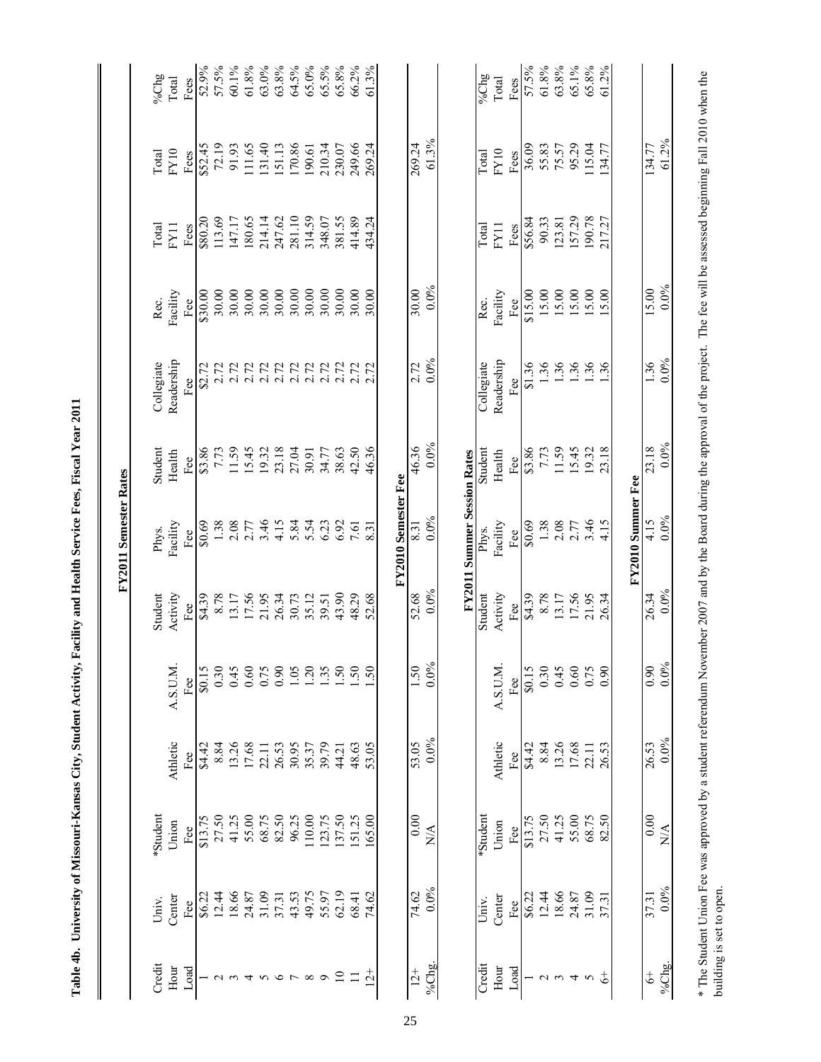# Table 4b. University of Missouri-Kansas City, Student Activity, Facility and Health Service Fees, Fiscal Year 2011

**FY2011 Semester Rates**

| Credit Hour Load | Univ. Center Fee | *Student Union Fee | Athletic Fee | A.S.U.M. Fee | Student Activity Fee | Phys. Facility Fee | Student Health Fee | Collegiate Readership Fee | Rec. Facility Fee | Total FY11 Fees | Total FY10 Fees | %Chg Total Fees |
|---|---|---|---|---|---|---|---|---|---|---|---|---|
| 1 | $6.22 | $13.75 | $4.42 | $0.15 | $4.39 | $0.69 | $3.86 | $2.72 | $30.00 | $80.20 | $52.45 | 52.9% |
| 2 | 12.44 | 27.50 | 8.84 | 0.30 | 8.78 | 1.38 | 7.73 | 2.72 | 30.00 | 113.69 | 72.19 | 57.5% |
| 3 | 18.66 | 41.25 | 13.26 | 0.45 | 13.17 | 2.08 | 11.59 | 2.72 | 30.00 | 147.17 | 91.93 | 60.1% |
| 4 | 24.87 | 55.00 | 17.68 | 0.60 | 17.56 | 2.77 | 15.45 | 2.72 | 30.00 | 180.65 | 111.65 | 61.8% |
| 5 | 31.09 | 68.75 | 22.11 | 0.75 | 21.95 | 3.46 | 19.32 | 2.72 | 30.00 | 214.14 | 131.40 | 63.0% |
| 6 | 37.31 | 82.50 | 26.53 | 0.90 | 26.34 | 4.15 | 23.18 | 2.72 | 30.00 | 247.62 | 151.13 | 63.8% |
| 7 | 43.53 | 96.25 | 30.95 | 1.05 | 30.73 | 5.84 | 27.04 | 2.72 | 30.00 | 281.10 | 170.86 | 64.5% |
| 8 | 49.75 | 110.00 | 35.37 | 1.20 | 35.12 | 5.54 | 30.91 | 2.72 | 30.00 | 314.59 | 190.61 | 65.0% |
| 9 | 55.97 | 123.75 | 39.79 | 1.35 | 39.51 | 6.23 | 34.77 | 2.72 | 30.00 | 348.07 | 210.34 | 65.5% |
| 10 | 62.19 | 137.50 | 44.21 | 1.50 | 43.90 | 6.92 | 38.63 | 2.72 | 30.00 | 381.55 | 230.07 | 65.8% |
| 11 | 68.41 | 151.25 | 48.63 | 1.50 | 48.29 | 7.61 | 42.50 | 2.72 | 30.00 | 414.89 | 249.66 | 66.2% |
| 12+ | 74.62 | 165.00 | 53.05 | 1.50 | 52.68 | 8.31 | 46.36 | 2.72 | 30.00 | 434.24 | 269.24 | 61.3% |

**FY2010 Semester Fee**

| | | | | | | | | | | | | |
|---|---|---|---|---|---|---|---|---|---|---|---|---|
| 12+ | 74.62 | 0.00 | 53.05 | 1.50 | 52.68 | 8.31 | 46.36 | 2.72 | 30.00 | | 269.24 | |
| %Chg. | 0.0% | N/A | 0.0% | 0.0% | 0.0% | 0.0% | 0.0% | 0.0% | 0.0% | | 61.3% | |

**FY2011 Summer Session Rates**

| Credit Hour Load | Univ. Center Fee | *Student Union Fee | Athletic Fee | A.S.U.M. Fee | Student Activity Fee | Phys. Facility Fee | Student Health Fee | Collegiate Readership Fee | Rec. Facility Fee | Total FY11 Fees | Total FY10 Fees | %Chg Total Fees |
|---|---|---|---|---|---|---|---|---|---|---|---|---|
| 1 | $6.22 | $13.75 | $4.42 | $0.15 | $4.39 | $0.69 | $3.86 | $1.36 | $15.00 | $56.84 | 36.09 | 57.5% |
| 2 | 12.44 | 27.50 | 8.84 | 0.30 | 8.78 | 1.38 | 7.73 | 1.36 | 15.00 | 90.33 | 55.83 | 61.8% |
| 3 | 18.66 | 41.25 | 13.26 | 0.45 | 13.17 | 2.08 | 11.59 | 1.36 | 15.00 | 123.81 | 75.57 | 63.8% |
| 4 | 24.87 | 55.00 | 17.68 | 0.60 | 17.56 | 2.77 | 15.45 | 1.36 | 15.00 | 157.29 | 95.29 | 65.1% |
| 5 | 31.09 | 68.75 | 22.11 | 0.75 | 21.95 | 3.46 | 19.32 | 1.36 | 15.00 | 190.78 | 115.04 | 65.8% |
| 6+ | 37.31 | 82.50 | 26.53 | 0.90 | 26.34 | 4.15 | 23.18 | 1.36 | 15.00 | 217.27 | 134.77 | 61.2% |

**FY2010 Summer Fee**

| | | | | | | | | | | | | |
|---|---|---|---|---|---|---|---|---|---|---|---|---|
| 6+ | 37.31 | 0.00 | 26.53 | 0.90 | 26.34 | 4.15 | 23.18 | 1.36 | 15.00 | | 134.77 | |
| %Chg. | 0.0% | N/A | 0.0% | 0.0% | 0.0% | 0.0% | 0.0% | 0.0% | 0.0% | | 61.2% | |

* The Student Union Fee was approved by a student referendum November 2007 and by the Board during the approval of the project. The fee will be assessed beginning Fall 2010 when the building is set to open.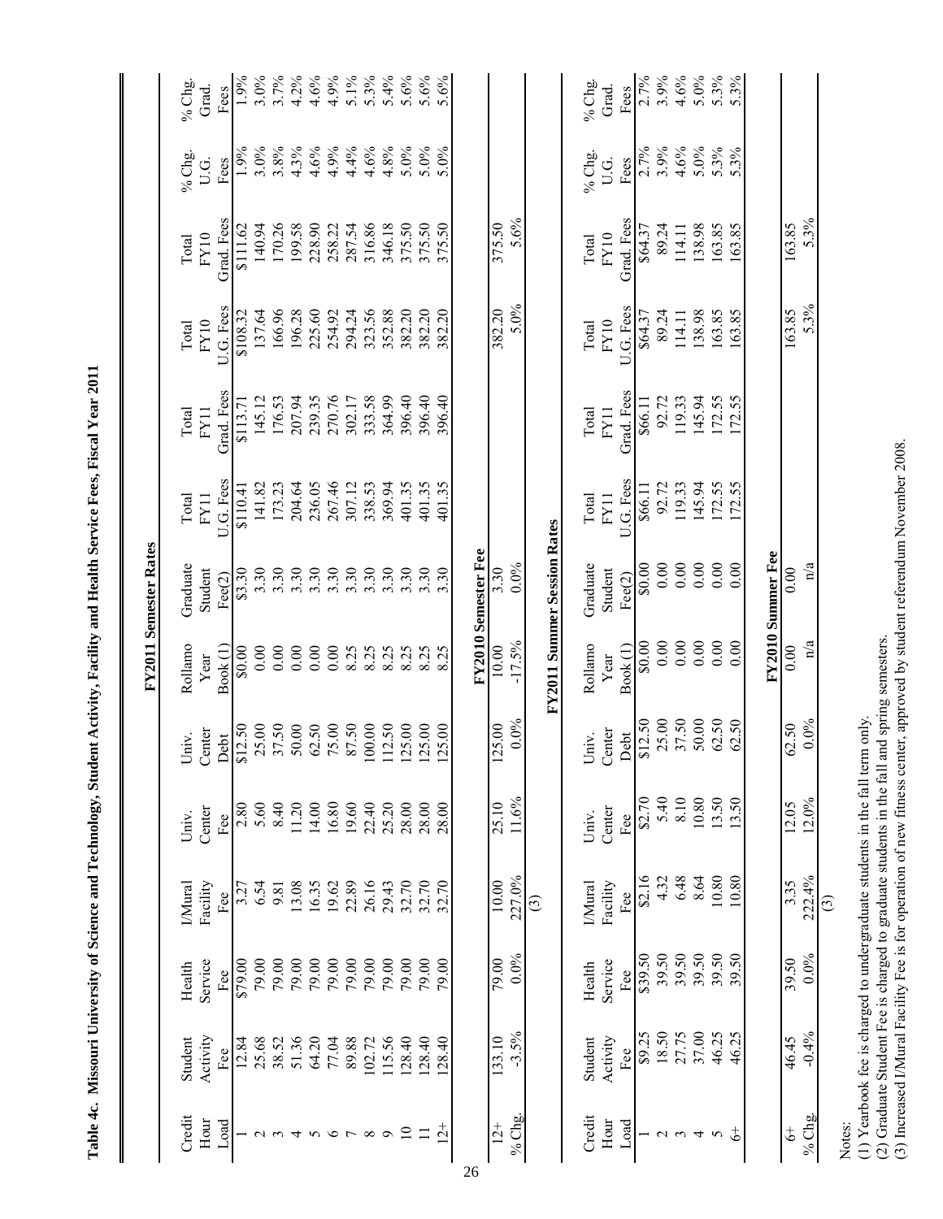**Table 4c. Missouri University of Science and Technology, Student Activity, Facility and Health Service Fees, Fiscal Year 2011**

**FY2011 Semester Rates**

| Credit Hour Load | Student Activity Fee | Health Service Fee | I/Mural Facility Fee | Univ. Center Fee | Univ. Center Debt | Rollamo Year Book (1) | Graduate Student Fee(2) | Total FY11 U.G. Fees | Total FY11 Grad. Fees | Total FY10 U.G. Fees | Total FY10 Grad. Fees | % Chg. U.G. Fees | % Chg. Grad. Fees |
|---|---|---|---|---|---|---|---|---|---|---|---|---|---|
| 1 | 12.84 | $79.00 | 3.27 | 2.80 | $12.50 | $0.00 | $3.30 | $110.41 | $113.71 | $108.32 | $111.62 | 1.9% | 1.9% |
| 2 | 25.68 | 79.00 | 6.54 | 5.60 | 25.00 | 0.00 | 3.30 | 141.82 | 145.12 | 137.64 | 140.94 | 3.0% | 3.0% |
| 3 | 38.52 | 79.00 | 9.81 | 8.40 | 37.50 | 0.00 | 3.30 | 173.23 | 176.53 | 166.96 | 170.26 | 3.8% | 3.7% |
| 4 | 51.36 | 79.00 | 13.08 | 11.20 | 50.00 | 0.00 | 3.30 | 204.64 | 207.94 | 196.28 | 199.58 | 4.3% | 4.2% |
| 5 | 64.20 | 79.00 | 16.35 | 14.00 | 62.50 | 0.00 | 3.30 | 236.05 | 239.35 | 225.60 | 228.90 | 4.6% | 4.6% |
| 6 | 77.04 | 79.00 | 19.62 | 16.80 | 75.00 | 0.00 | 3.30 | 267.46 | 270.76 | 254.92 | 258.22 | 4.9% | 4.9% |
| 7 | 89.88 | 79.00 | 22.89 | 19.60 | 87.50 | 8.25 | 3.30 | 307.12 | 302.17 | 294.24 | 287.54 | 4.4% | 5.1% |
| 8 | 102.72 | 79.00 | 26.16 | 22.40 | 100.00 | 8.25 | 3.30 | 338.53 | 333.58 | 323.56 | 316.86 | 4.6% | 5.3% |
| 9 | 115.56 | 79.00 | 29.43 | 25.20 | 112.50 | 8.25 | 3.30 | 369.94 | 364.99 | 352.88 | 346.18 | 4.8% | 5.4% |
| 10 | 128.40 | 79.00 | 32.70 | 28.00 | 125.00 | 8.25 | 3.30 | 401.35 | 396.40 | 382.20 | 375.50 | 5.0% | 5.6% |
| 11 | 128.40 | 79.00 | 32.70 | 28.00 | 125.00 | 8.25 | 3.30 | 401.35 | 396.40 | 382.20 | 375.50 | 5.0% | 5.6% |
| 12+ | 128.40 | 79.00 | 32.70 | 28.00 | 125.00 | 8.25 | 3.30 | 401.35 | 396.40 | 382.20 | 375.50 | 5.0% | 5.6% |

**FY2010 Semester Fee**

| | Student Activity Fee | Health Service Fee | I/Mural Facility Fee | Univ. Center Fee | Univ. Center Debt | Rollamo Year Book (1) | Graduate Student Fee(2) | | | Total FY10 U.G. Fees | Total FY10 Grad. Fees |
|---|---|---|---|---|---|---|---|---|---|---|---|
| 12+ | 133.10 | 79.00 | 10.00 | 25.10 | 125.00 | 10.00 | 3.30 | | | 382.20 | 375.50 |
| % Chg. | -3.5% | 0.0% | 227.0% (3) | 11.6% | 0.0% | -17.5% | 0.0% | | | 5.0% | 5.6% |

**FY2011 Summer Session Rates**

| Credit Hour Load | Student Activity Fee | Health Service Fee | I/Mural Facility Fee | Univ. Center Fee | Univ. Center Debt | Rollamo Year Book (1) | Graduate Student Fee(2) | Total FY11 U.G. Fees | Total FY11 Grad. Fees | Total FY10 U.G. Fees | Total FY10 Grad. Fees | % Chg. U.G. Fees | % Chg. Grad. Fees |
|---|---|---|---|---|---|---|---|---|---|---|---|---|---|
| 1 | $9.25 | $39.50 | $2.16 | $2.70 | $12.50 | $0.00 | $0.00 | $66.11 | $66.11 | $64.37 | $64.37 | 2.7% | 2.7% |
| 2 | 18.50 | 39.50 | 4.32 | 5.40 | 25.00 | 0.00 | 0.00 | 92.72 | 92.72 | 89.24 | 89.24 | 3.9% | 3.9% |
| 3 | 27.75 | 39.50 | 6.48 | 8.10 | 37.50 | 0.00 | 0.00 | 119.33 | 119.33 | 114.11 | 114.11 | 4.6% | 4.6% |
| 4 | 37.00 | 39.50 | 8.64 | 10.80 | 50.00 | 0.00 | 0.00 | 145.94 | 145.94 | 138.98 | 138.98 | 5.0% | 5.0% |
| 5 | 46.25 | 39.50 | 10.80 | 13.50 | 62.50 | 0.00 | 0.00 | 172.55 | 172.55 | 163.85 | 163.85 | 5.3% | 5.3% |
| 6+ | 46.25 | 39.50 | 10.80 | 13.50 | 62.50 | 0.00 | 0.00 | 172.55 | 172.55 | 163.85 | 163.85 | 5.3% | 5.3% |

**FY2010 Summer Fee**

| | Student Activity Fee | Health Service Fee | I/Mural Facility Fee | Univ. Center Fee | Univ. Center Debt | Rollamo Year Book (1) | Graduate Student Fee(2) | | | Total FY10 U.G. Fees | Total FY10 Grad. Fees |
|---|---|---|---|---|---|---|---|---|---|---|---|
| 6+ | 46.45 | 39.50 | 3.35 | 12.05 | 62.50 | 0.00 | 0.00 | | | 163.85 | 163.85 |
| % Chg. | -0.4% | 0.0% | 222.4% (3) | 12.0% | 0.0% | n/a | n/a | | | 5.3% | 5.3% |

Notes:
(1) Yearbook fee is charged to undergraduate students in the fall term only.
(2) Graduate Student Fee is charged to graduate students in the fall and spring semesters.
(3) Increased I/Mural Facility Fee is for operation of new fitness center, approved by student referendum November 2008.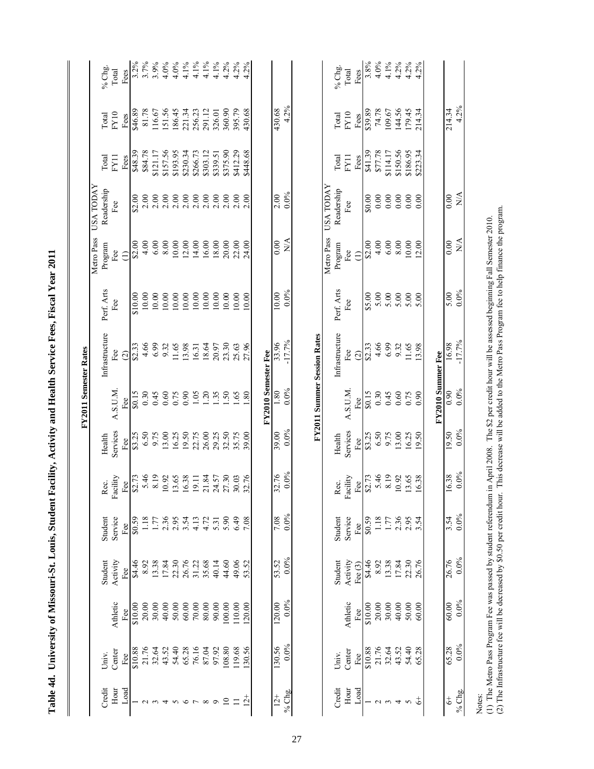# Table 4d. University of Missouri-St. Louis, Student Facility, Activity and Health Service Fees, Fiscal Year 2011

## FY2011 Semester Rates

| Credit Hour Load | Univ. Center Fee | Athletic Fee | Student Activity Fee | Student Service Fee | Rec. Facility Fee | Health Services Fee | A.S.U.M. Fee | Infrastructure Fee (2) | Perf. Arts Fee | Metro Pass Program Fee (1) | USA TODAY Readership Fee | Total FY11 Fees | Total FY10 Fees | % Chg. Total Fees |
|---|---|---|---|---|---|---|---|---|---|---|---|---|---|---|
| 1 | $10.88 | $10.00 | $4.46 | $0.59 | $2.73 | $3.25 | $0.15 | $2.33 | $10.00 | $2.00 | $2.00 | $48.39 | $46.89 | 3.2% |
| 2 | 21.76 | 20.00 | 8.92 | 1.18 | 5.46 | 6.50 | 0.30 | 4.66 | 10.00 | 4.00 | 2.00 | $84.78 | 81.78 | 3.7% |
| 3 | 32.64 | 30.00 | 13.38 | 1.77 | 8.19 | 9.75 | 0.45 | 6.99 | 10.00 | 6.00 | 2.00 | $121.17 | 116.67 | 3.9% |
| 4 | 43.52 | 40.00 | 17.84 | 2.36 | 10.92 | 13.00 | 0.60 | 9.32 | 10.00 | 8.00 | 2.00 | $157.56 | 151.56 | 4.0% |
| 5 | 54.40 | 50.00 | 22.30 | 2.95 | 13.65 | 16.25 | 0.75 | 11.65 | 10.00 | 10.00 | 2.00 | $193.95 | 186.45 | 4.0% |
| 6 | 65.28 | 60.00 | 26.76 | 3.54 | 16.38 | 19.50 | 0.90 | 13.98 | 10.00 | 12.00 | 2.00 | $230.34 | 221.34 | 4.1% |
| 7 | 76.16 | 70.00 | 31.22 | 4.13 | 19.11 | 22.75 | 1.05 | 16.31 | 10.00 | 14.00 | 2.00 | $266.73 | 256.23 | 4.1% |
| 8 | 87.04 | 80.00 | 35.68 | 4.72 | 21.84 | 26.00 | 1.20 | 18.64 | 10.00 | 16.00 | 2.00 | $303.12 | 291.12 | 4.1% |
| 9 | 97.92 | 90.00 | 40.14 | 5.31 | 24.57 | 29.25 | 1.35 | 20.97 | 10.00 | 18.00 | 2.00 | $339.51 | 326.01 | 4.1% |
| 10 | 108.80 | 100.00 | 44.60 | 5.90 | 27.30 | 32.50 | 1.50 | 23.30 | 10.00 | 20.00 | 2.00 | $375.90 | 360.90 | 4.2% |
| 11 | 119.68 | 110.00 | 49.06 | 6.49 | 30.03 | 35.75 | 1.65 | 25.63 | 10.00 | 22.00 | 2.00 | $412.29 | 395.79 | 4.2% |
| 12+ | 130.56 | 120.00 | 53.52 | 7.08 | 32.76 | 39.00 | 1.80 | 27.96 | 10.00 | 24.00 | 2.00 | $448.68 | 430.68 | 4.2% |
| **FY2010 Semester Fee** | | | | | | | | | | | | | | |
| 12+ | 130.56 | 120.00 | 53.52 | 7.08 | 32.76 | 39.00 | 1.80 | 33.96 | 10.00 | 0.00 | 2.00 | | 430.68 | |
| % Chg. | 0.0% | 0.0% | 0.0% | 0.0% | 0.0% | 0.0% | 0.0% | -17.7% | 0.0% | N/A | 0.0% | | 4.2% | |

## FY2011 Summer Session Rates

| Credit Hour Load | Univ. Center Fee | Athletic Fee | Student Activity Fee (3) | Student Service Fee | Rec. Facility Fee | Health Services Fee | A.S.U.M. Fee | Infrastructure Fee (2) | Perf. Arts Fee | Metro Pass Program Fee (1) | USA TODAY Readership Fee | Total FY11 Fees | Total FY10 Fees | % Chg. Total Fees |
|---|---|---|---|---|---|---|---|---|---|---|---|---|---|---|
| 1 | $10.88 | $10.00 | $4.46 | $0.59 | $2.73 | $3.25 | $0.15 | $2.33 | $5.00 | $2.00 | $0.00 | $41.39 | $39.89 | 3.8% |
| 2 | 21.76 | 20.00 | 8.92 | 1.18 | 5.46 | 6.50 | 0.30 | 4.66 | 5.00 | 4.00 | 0.00 | $77.78 | 74.78 | 4.0% |
| 3 | 32.64 | 30.00 | 13.38 | 1.77 | 8.19 | 9.75 | 0.45 | 6.99 | 5.00 | 6.00 | 0.00 | $114.17 | 109.67 | 4.1% |
| 4 | 43.52 | 40.00 | 17.84 | 2.36 | 10.92 | 13.00 | 0.60 | 9.32 | 5.00 | 8.00 | 0.00 | $150.56 | 144.56 | 4.2% |
| 5 | 54.40 | 50.00 | 22.30 | 2.95 | 13.65 | 16.25 | 0.75 | 11.65 | 5.00 | 10.00 | 0.00 | $186.95 | 179.45 | 4.2% |
| 6+ | 65.28 | 60.00 | 26.76 | 3.54 | 16.38 | 19.50 | 0.90 | 13.98 | 5.00 | 12.00 | 0.00 | $223.34 | 214.34 | 4.2% |
| **FY2010 Summer Fee** | | | | | | | | | | | | | | |
| 6+ | 65.28 | 60.00 | 26.76 | 3.54 | 16.38 | 19.50 | 0.90 | 16.98 | 5.00 | 0.00 | 0.00 | | 214.34 | |
| % Chg. | 0.0% | 0.0% | 0.0% | 0.0% | 0.0% | 0.0% | 0.0% | -17.7% | 0.0% | N/A | N/A | | 4.2% | |

Notes:
(1) The Metro Pass Program Fee was passed by student referendum in April 2008. The $2 per credit hour will be assessed beginning Fall Semester 2010.
(2) The Infrastructure fee will be decreased by $0.50 per credit hour. This decrease will be added to the Metro Pass Program fee to help finance the program.